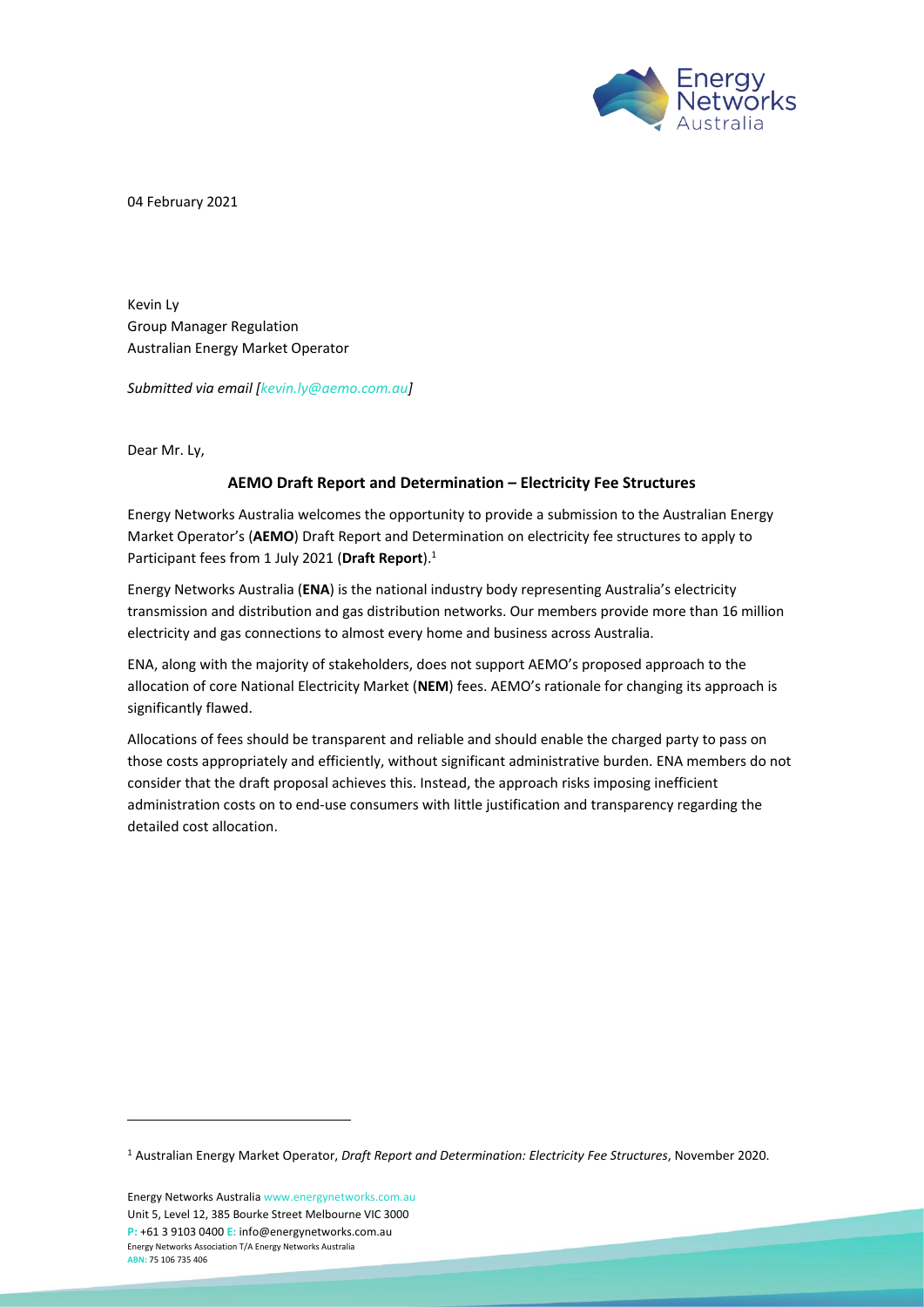04 February 2021

Kevin Ly
Group Manager Regulation
Australian Energy Market Operator

*Submitted via email [kevin.ly@aemo.com.au]*

Dear Mr. Ly,

**AEMO Draft Report and Determination – Electricity Fee Structures**

Energy Networks Australia welcomes the opportunity to provide a submission to the Australian Energy Market Operator's (**AEMO**) Draft Report and Determination on electricity fee structures to apply to Participant fees from 1 July 2021 (**Draft Report**).[1]

Energy Networks Australia (**ENA**) is the national industry body representing Australia's electricity transmission and distribution and gas distribution networks. Our members provide more than 16 million electricity and gas connections to almost every home and business across Australia.

ENA, along with the majority of stakeholders, does not support AEMO's proposed approach to the allocation of core National Electricity Market (**NEM**) fees. AEMO's rationale for changing its approach is significantly flawed.

Allocations of fees should be transparent and reliable and should enable the charged party to pass on those costs appropriately and efficiently, without significant administrative burden. ENA members do not consider that the draft proposal achieves this. Instead, the approach risks imposing inefficient administration costs on to end-use consumers with little justification and transparency regarding the detailed cost allocation.

[1] Australian Energy Market Operator, *Draft Report and Determination: Electricity Fee Structures*, November 2020.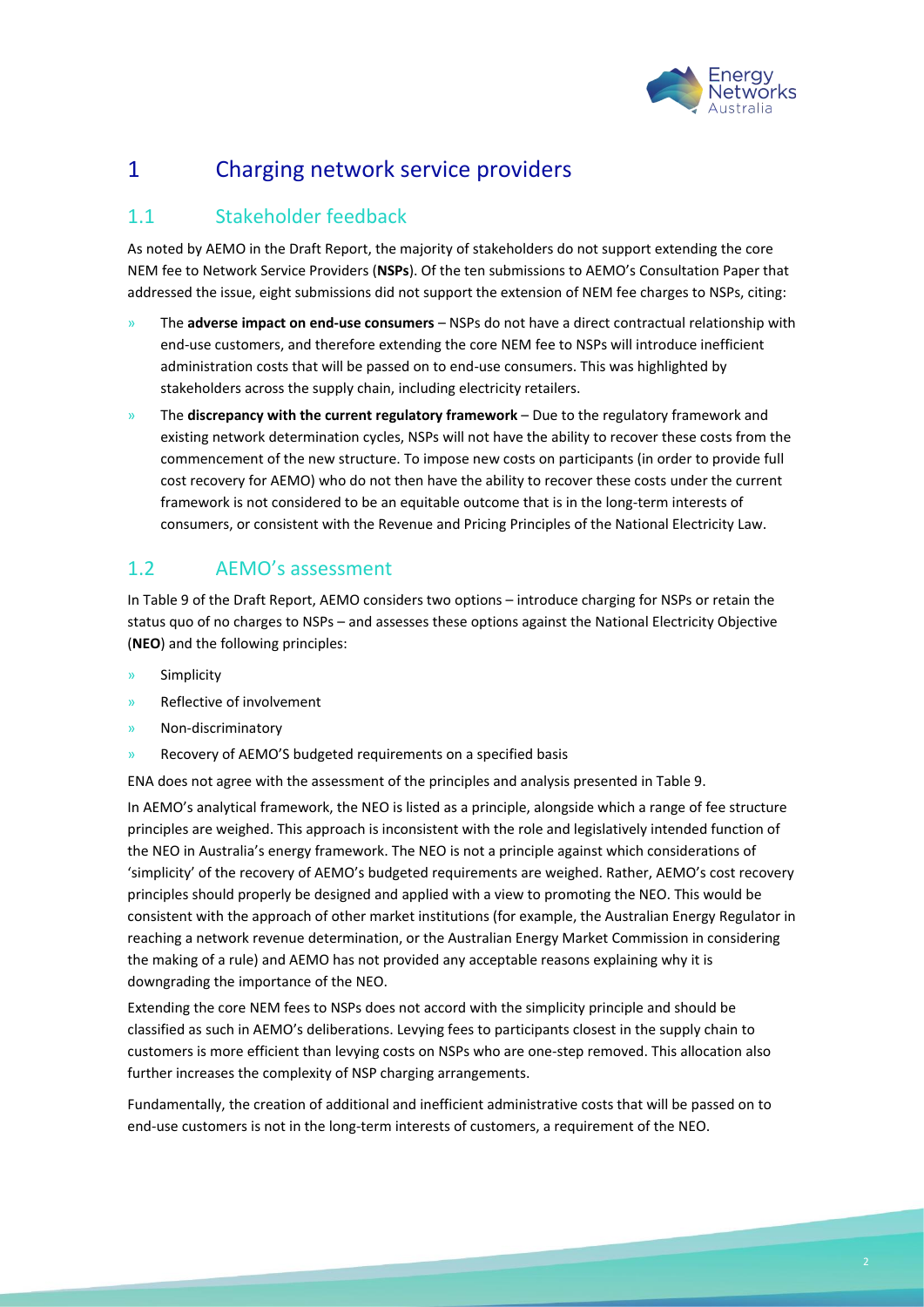# 1 Charging network service providers

## 1.1 Stakeholder feedback

As noted by AEMO in the Draft Report, the majority of stakeholders do not support extending the core NEM fee to Network Service Providers (**NSPs**). Of the ten submissions to AEMO's Consultation Paper that addressed the issue, eight submissions did not support the extension of NEM fee charges to NSPs, citing:

- The **adverse impact on end-use consumers** – NSPs do not have a direct contractual relationship with end-use customers, and therefore extending the core NEM fee to NSPs will introduce inefficient administration costs that will be passed on to end-use consumers. This was highlighted by stakeholders across the supply chain, including electricity retailers.
- The **discrepancy with the current regulatory framework** – Due to the regulatory framework and existing network determination cycles, NSPs will not have the ability to recover these costs from the commencement of the new structure. To impose new costs on participants (in order to provide full cost recovery for AEMO) who do not then have the ability to recover these costs under the current framework is not considered to be an equitable outcome that is in the long-term interests of consumers, or consistent with the Revenue and Pricing Principles of the National Electricity Law.

## 1.2 AEMO's assessment

In Table 9 of the Draft Report, AEMO considers two options – introduce charging for NSPs or retain the status quo of no charges to NSPs – and assesses these options against the National Electricity Objective (**NEO**) and the following principles:

- Simplicity
- Reflective of involvement
- Non-discriminatory
- Recovery of AEMO'S budgeted requirements on a specified basis

ENA does not agree with the assessment of the principles and analysis presented in Table 9.

In AEMO's analytical framework, the NEO is listed as a principle, alongside which a range of fee structure principles are weighed. This approach is inconsistent with the role and legislatively intended function of the NEO in Australia's energy framework. The NEO is not a principle against which considerations of 'simplicity' of the recovery of AEMO's budgeted requirements are weighed. Rather, AEMO's cost recovery principles should properly be designed and applied with a view to promoting the NEO. This would be consistent with the approach of other market institutions (for example, the Australian Energy Regulator in reaching a network revenue determination, or the Australian Energy Market Commission in considering the making of a rule) and AEMO has not provided any acceptable reasons explaining why it is downgrading the importance of the NEO.

Extending the core NEM fees to NSPs does not accord with the simplicity principle and should be classified as such in AEMO's deliberations. Levying fees to participants closest in the supply chain to customers is more efficient than levying costs on NSPs who are one-step removed. This allocation also further increases the complexity of NSP charging arrangements.

Fundamentally, the creation of additional and inefficient administrative costs that will be passed on to end-use customers is not in the long-term interests of customers, a requirement of the NEO.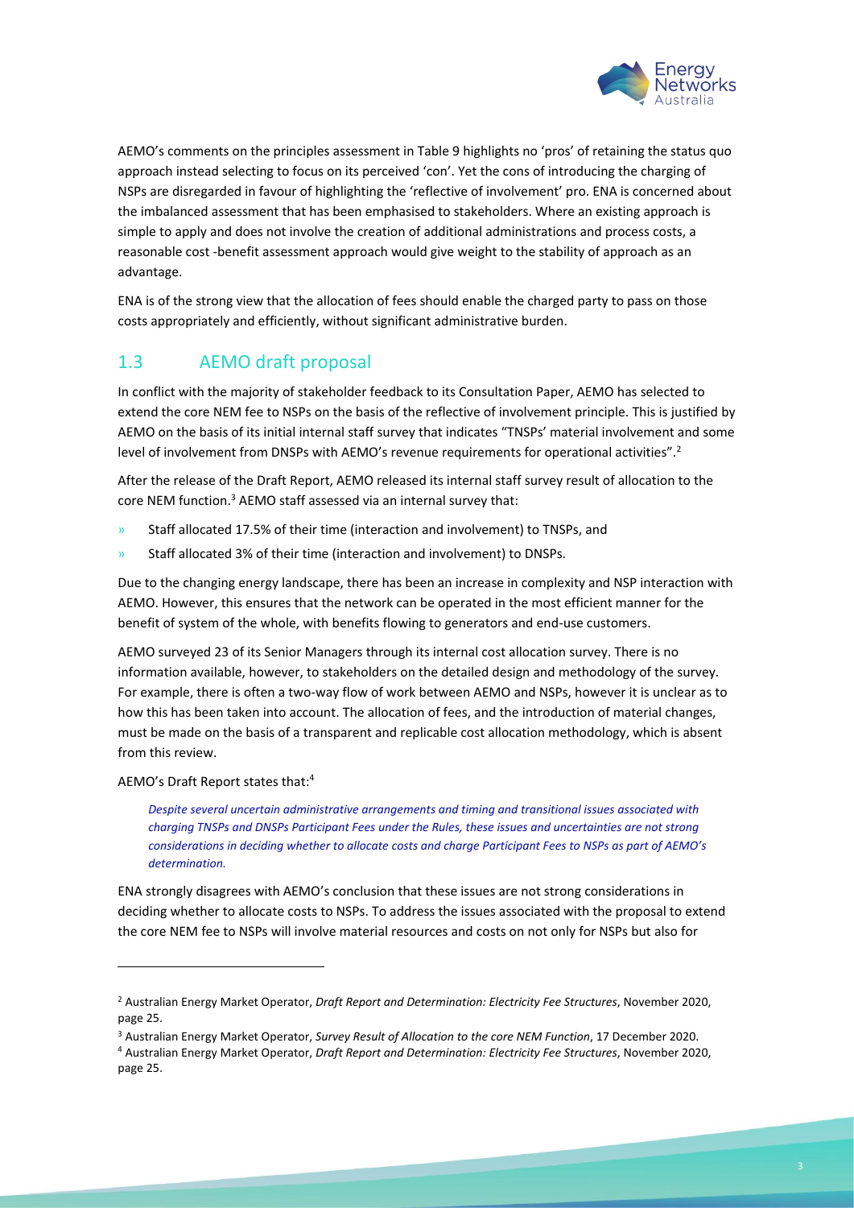AEMO's comments on the principles assessment in Table 9 highlights no 'pros' of retaining the status quo approach instead selecting to focus on its perceived 'con'. Yet the cons of introducing the charging of NSPs are disregarded in favour of highlighting the 'reflective of involvement' pro. ENA is concerned about the imbalanced assessment that has been emphasised to stakeholders. Where an existing approach is simple to apply and does not involve the creation of additional administrations and process costs, a reasonable cost -benefit assessment approach would give weight to the stability of approach as an advantage.

ENA is of the strong view that the allocation of fees should enable the charged party to pass on those costs appropriately and efficiently, without significant administrative burden.

## 1.3 AEMO draft proposal

In conflict with the majority of stakeholder feedback to its Consultation Paper, AEMO has selected to extend the core NEM fee to NSPs on the basis of the reflective of involvement principle. This is justified by AEMO on the basis of its initial internal staff survey that indicates "TNSPs' material involvement and some level of involvement from DNSPs with AEMO's revenue requirements for operational activities".[2]

After the release of the Draft Report, AEMO released its internal staff survey result of allocation to the core NEM function.[3] AEMO staff assessed via an internal survey that:

- Staff allocated 17.5% of their time (interaction and involvement) to TNSPs, and
- Staff allocated 3% of their time (interaction and involvement) to DNSPs.

Due to the changing energy landscape, there has been an increase in complexity and NSP interaction with AEMO. However, this ensures that the network can be operated in the most efficient manner for the benefit of system of the whole, with benefits flowing to generators and end-use customers.

AEMO surveyed 23 of its Senior Managers through its internal cost allocation survey. There is no information available, however, to stakeholders on the detailed design and methodology of the survey. For example, there is often a two-way flow of work between AEMO and NSPs, however it is unclear as to how this has been taken into account. The allocation of fees, and the introduction of material changes, must be made on the basis of a transparent and replicable cost allocation methodology, which is absent from this review.

AEMO's Draft Report states that:[4]

> *Despite several uncertain administrative arrangements and timing and transitional issues associated with charging TNSPs and DNSPs Participant Fees under the Rules, these issues and uncertainties are not strong considerations in deciding whether to allocate costs and charge Participant Fees to NSPs as part of AEMO's determination.*

ENA strongly disagrees with AEMO's conclusion that these issues are not strong considerations in deciding whether to allocate costs to NSPs. To address the issues associated with the proposal to extend the core NEM fee to NSPs will involve material resources and costs on not only for NSPs but also for

---

[2] Australian Energy Market Operator, *Draft Report and Determination: Electricity Fee Structures*, November 2020, page 25.

[3] Australian Energy Market Operator, *Survey Result of Allocation to the core NEM Function*, 17 December 2020.

[4] Australian Energy Market Operator, *Draft Report and Determination: Electricity Fee Structures*, November 2020, page 25.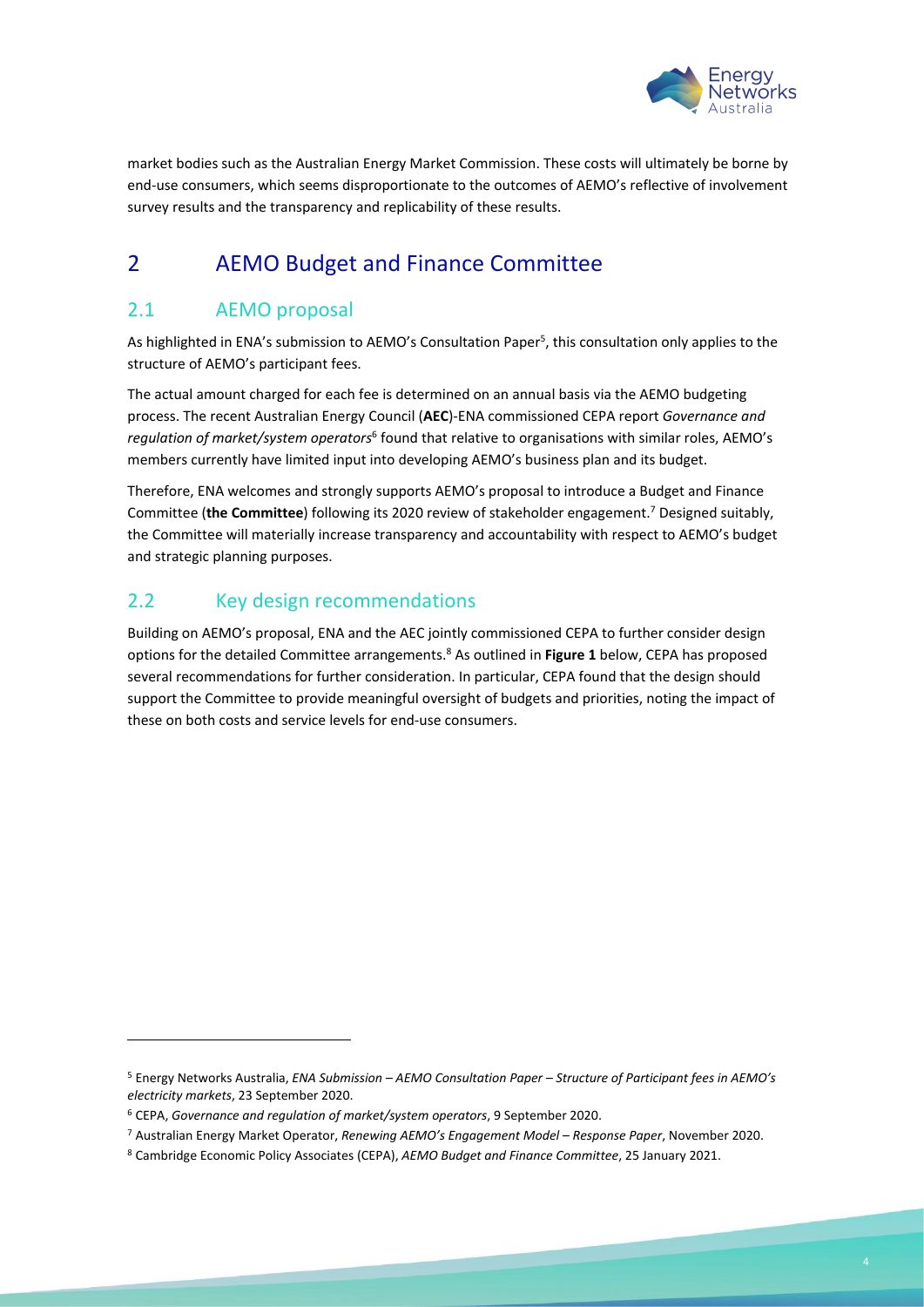market bodies such as the Australian Energy Market Commission. These costs will ultimately be borne by end-use consumers, which seems disproportionate to the outcomes of AEMO's reflective of involvement survey results and the transparency and replicability of these results.

# 2 AEMO Budget and Finance Committee

## 2.1 AEMO proposal

As highlighted in ENA's submission to AEMO's Consultation Paper[5], this consultation only applies to the structure of AEMO's participant fees.

The actual amount charged for each fee is determined on an annual basis via the AEMO budgeting process. The recent Australian Energy Council (**AEC**)-ENA commissioned CEPA report *Governance and regulation of market/system operators*[6] found that relative to organisations with similar roles, AEMO's members currently have limited input into developing AEMO's business plan and its budget.

Therefore, ENA welcomes and strongly supports AEMO's proposal to introduce a Budget and Finance Committee (**the Committee**) following its 2020 review of stakeholder engagement.[7] Designed suitably, the Committee will materially increase transparency and accountability with respect to AEMO's budget and strategic planning purposes.

## 2.2 Key design recommendations

Building on AEMO's proposal, ENA and the AEC jointly commissioned CEPA to further consider design options for the detailed Committee arrangements.[8] As outlined in **Figure 1** below, CEPA has proposed several recommendations for further consideration. In particular, CEPA found that the design should support the Committee to provide meaningful oversight of budgets and priorities, noting the impact of these on both costs and service levels for end-use consumers.

---

[5] Energy Networks Australia, *ENA Submission – AEMO Consultation Paper – Structure of Participant fees in AEMO's electricity markets*, 23 September 2020.

[6] CEPA, *Governance and regulation of market/system operators*, 9 September 2020.

[7] Australian Energy Market Operator, *Renewing AEMO's Engagement Model – Response Paper*, November 2020.

[8] Cambridge Economic Policy Associates (CEPA), *AEMO Budget and Finance Committee*, 25 January 2021.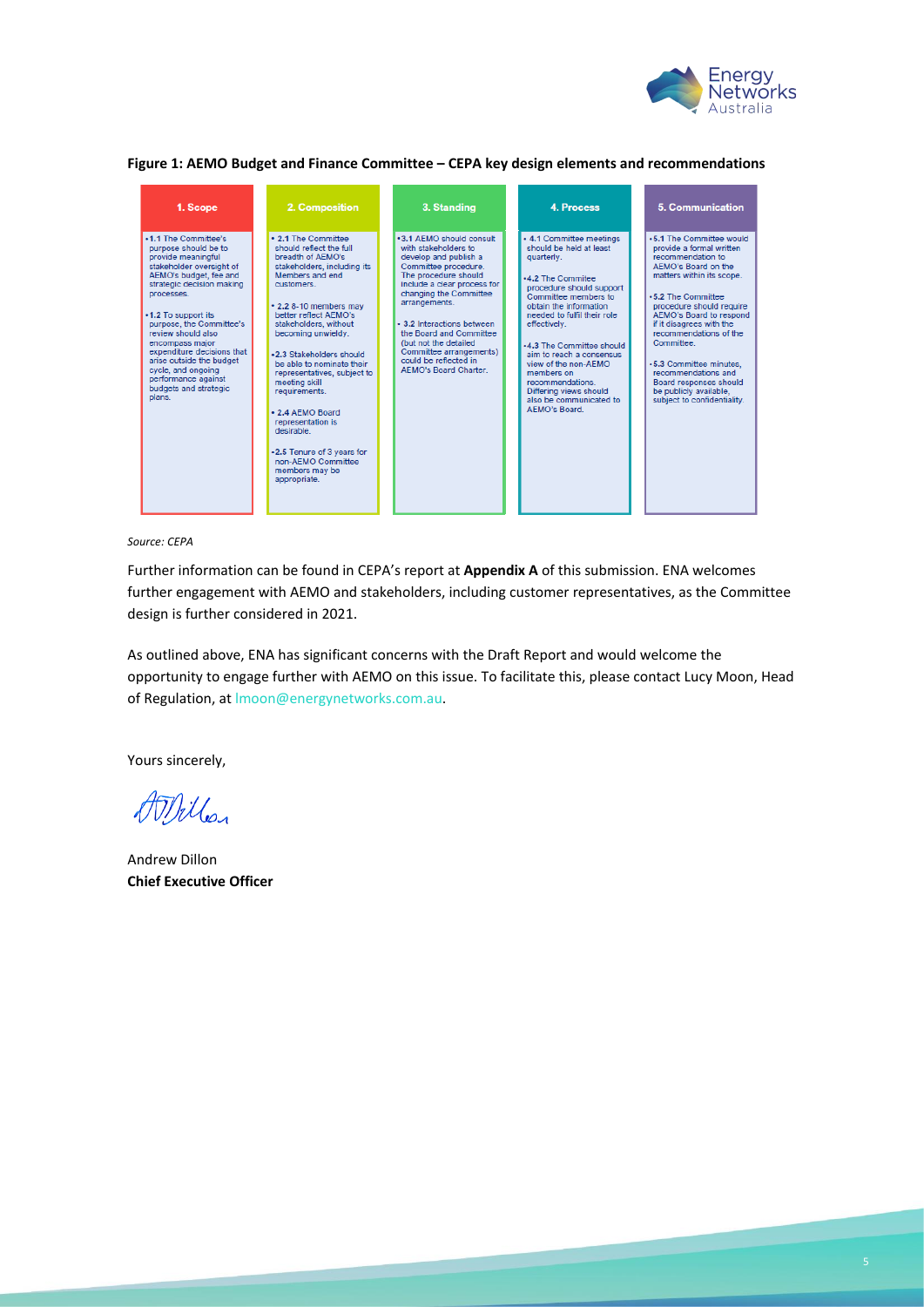**Figure 1: AEMO Budget and Finance Committee – CEPA key design elements and recommendations**

| 1. Scope | 2. Composition | 3. Standing | 4. Process | 5. Communication |
|---|---|---|---|---|
| • **1.1** The Committee's purpose should be to provide meaningful stakeholder oversight of AEMO's budget, fee and strategic decision making processes.<br><br>• **1.2** To support its purpose, the Committee's review should also encompass major expenditure decisions that arise outside the budget cycle, and ongoing performance against budgets and strategic plans. | • **2.1** The Committee should reflect the full breadth of AEMO's stakeholders, including its Members and end customers.<br><br>• **2.2** 8-10 members may better reflect AEMO's stakeholders, without becoming unwieldy.<br><br>• **2.3** Stakeholders should be able to nominate their representatives, subject to meeting skill requirements.<br><br>• **2.4** AEMO Board representation is desirable.<br><br>• **2.5** Tenure of 3 years for non-AEMO Committee members may be appropriate. | • **3.1** AEMO should consult with stakeholders to develop and publish a Committee procedure. The procedure should include a clear process for changing the Committee arrangements.<br><br>• **3.2** Interactions between the Board and Committee (but not the detailed Committee arrangements) could be reflected in AEMO's Board Charter. | • **4.1** Committee meetings should be held at least quarterly.<br><br>• **4.2** The Commitee procedure should support Committee members to obtain the information needed to fulfil their role effectively.<br><br>• **4.3** The Committee should aim to reach a consensus view of the non-AEMO members on recommendations. Differing views should also be communicated to AEMO's Board. | • **5.1** The Committee would provide a formal written recommendation to AEMO's Board on the matters within its scope.<br><br>• **5.2** The Committee procedure should require AEMO's Board to respond if it disagrees with the recommendations of the Committee.<br><br>• **5.3** Committee minutes, recommendations and Board responses should be publicly available, subject to confidentiality |

*Source: CEPA*

Further information can be found in CEPA's report at **Appendix A** of this submission. ENA welcomes further engagement with AEMO and stakeholders, including customer representatives, as the Committee design is further considered in 2021.

As outlined above, ENA has significant concerns with the Draft Report and would welcome the opportunity to engage further with AEMO on this issue. To facilitate this, please contact Lucy Moon, Head of Regulation, at lmoon@energynetworks.com.au.

Yours sincerely,

Andrew Dillon
**Chief Executive Officer**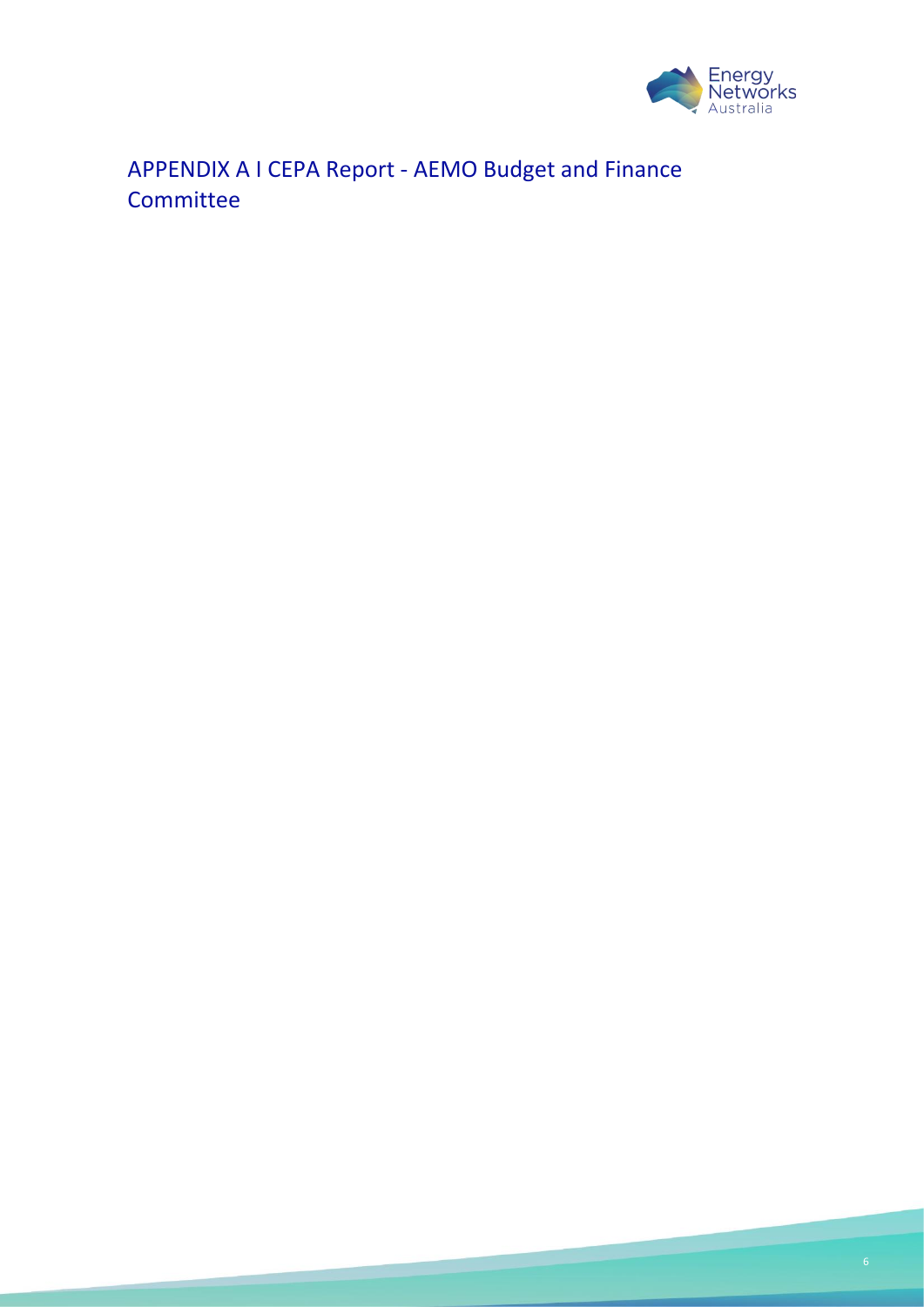# APPENDIX A I CEPA Report - AEMO Budget and Finance Committee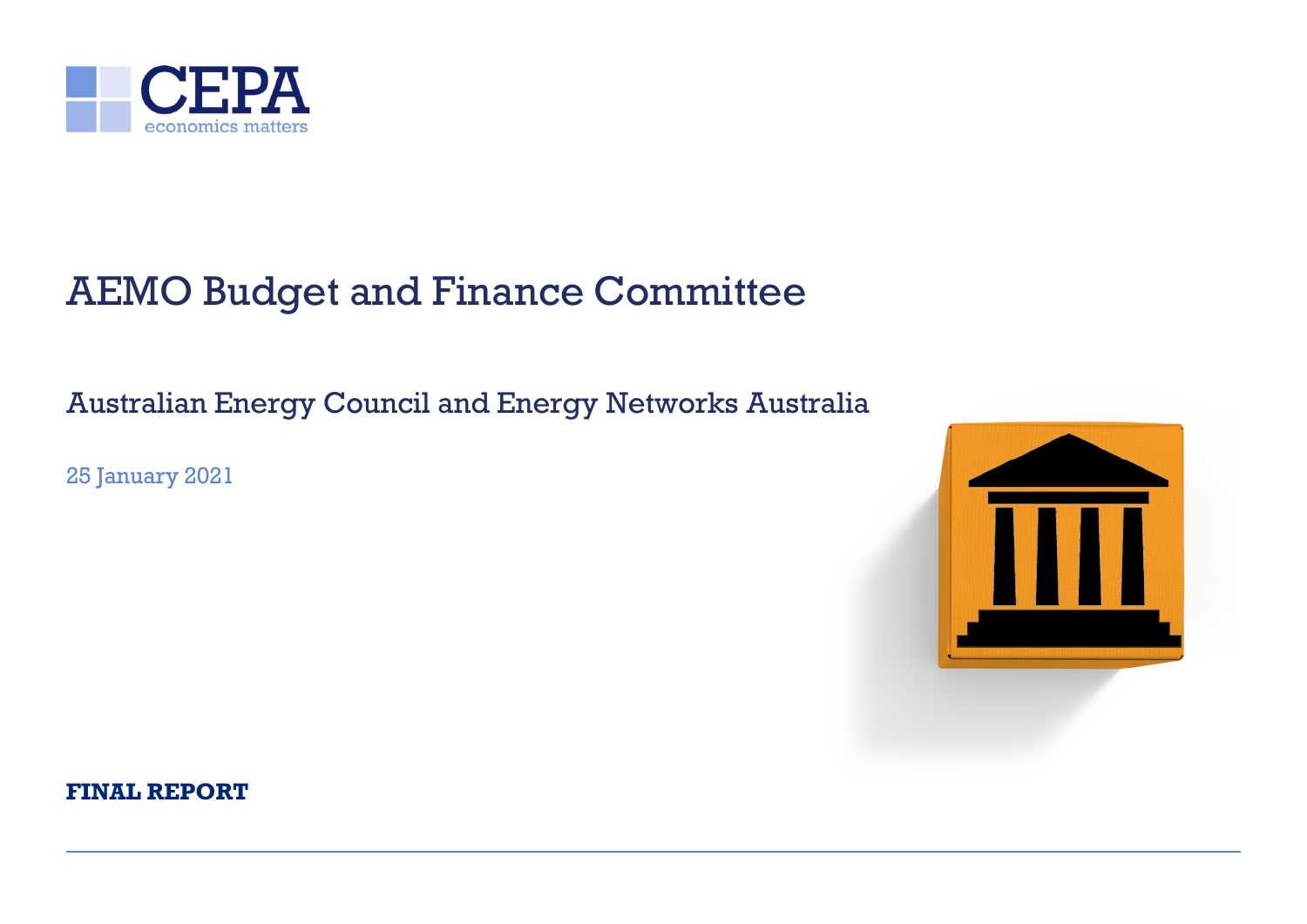# AEMO Budget and Finance Committee

## Australian Energy Council and Energy Networks Australia

25 January 2021

**FINAL REPORT**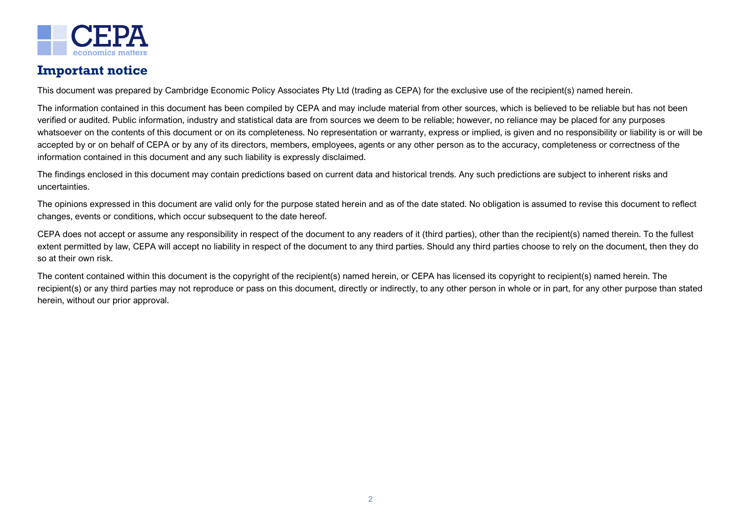## Important notice

This document was prepared by Cambridge Economic Policy Associates Pty Ltd (trading as CEPA) for the exclusive use of the recipient(s) named herein.

The information contained in this document has been compiled by CEPA and may include material from other sources, which is believed to be reliable but has not been verified or audited. Public information, industry and statistical data are from sources we deem to be reliable; however, no reliance may be placed for any purposes whatsoever on the contents of this document or on its completeness. No representation or warranty, express or implied, is given and no responsibility or liability is or will be accepted by or on behalf of CEPA or by any of its directors, members, employees, agents or any other person as to the accuracy, completeness or correctness of the information contained in this document and any such liability is expressly disclaimed.

The findings enclosed in this document may contain predictions based on current data and historical trends. Any such predictions are subject to inherent risks and uncertainties.

The opinions expressed in this document are valid only for the purpose stated herein and as of the date stated. No obligation is assumed to revise this document to reflect changes, events or conditions, which occur subsequent to the date hereof.

CEPA does not accept or assume any responsibility in respect of the document to any readers of it (third parties), other than the recipient(s) named therein. To the fullest extent permitted by law, CEPA will accept no liability in respect of the document to any third parties. Should any third parties choose to rely on the document, then they do so at their own risk.

The content contained within this document is the copyright of the recipient(s) named herein, or CEPA has licensed its copyright to recipient(s) named herein. The recipient(s) or any third parties may not reproduce or pass on this document, directly or indirectly, to any other person in whole or in part, for any other purpose than stated herein, without our prior approval.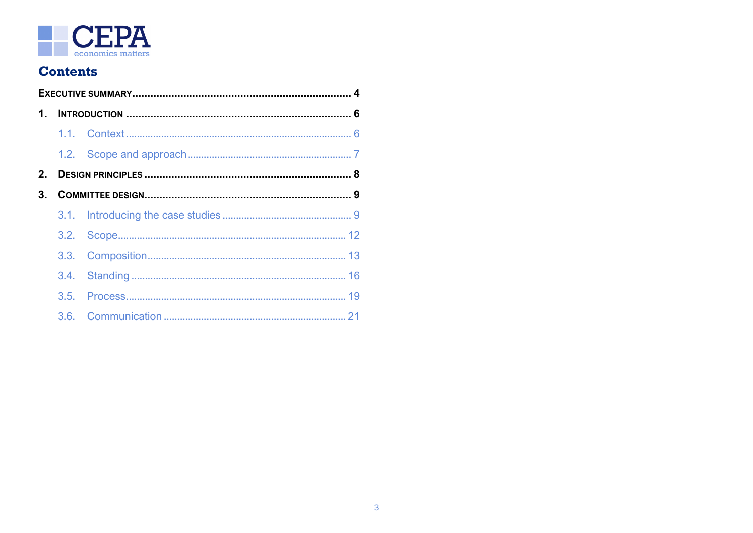# Contents

EXECUTIVE SUMMARY ........................................................................ 4

1. INTRODUCTION ........................................................................ 6

   1.1. Context ........................................................................ 6

   1.2. Scope and approach ........................................................................ 7

2. DESIGN PRINCIPLES ........................................................................ 8

3. COMMITTEE DESIGN ........................................................................ 9

   3.1. Introducing the case studies ........................................................................ 9

   3.2. Scope ........................................................................ 12

   3.3. Composition ........................................................................ 13

   3.4. Standing ........................................................................ 16

   3.5. Process ........................................................................ 19

   3.6. Communication ........................................................................ 21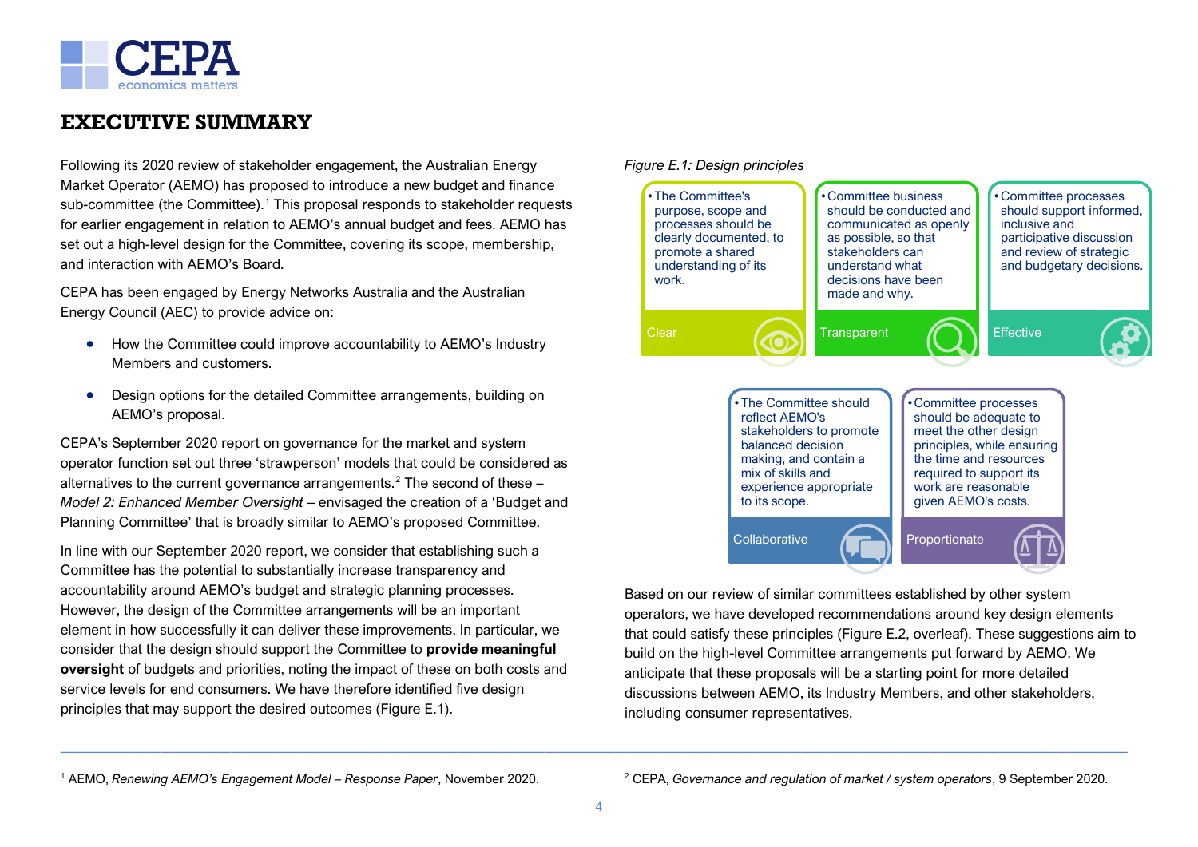# EXECUTIVE SUMMARY

Following its 2020 review of stakeholder engagement, the Australian Energy Market Operator (AEMO) has proposed to introduce a new budget and finance sub-committee (the Committee).[1] This proposal responds to stakeholder requests for earlier engagement in relation to AEMO's annual budget and fees. AEMO has set out a high-level design for the Committee, covering its scope, membership, and interaction with AEMO's Board.

CEPA has been engaged by Energy Networks Australia and the Australian Energy Council (AEC) to provide advice on:

- How the Committee could improve accountability to AEMO's Industry Members and customers.
- Design options for the detailed Committee arrangements, building on AEMO's proposal.

CEPA's September 2020 report on governance for the market and system operator function set out three 'strawperson' models that could be considered as alternatives to the current governance arrangements.[2] The second of these – *Model 2: Enhanced Member Oversight* – envisaged the creation of a 'Budget and Planning Committee' that is broadly similar to AEMO's proposed Committee.

In line with our September 2020 report, we consider that establishing such a Committee has the potential to substantially increase transparency and accountability around AEMO's budget and strategic planning processes. However, the design of the Committee arrangements will be an important element in how successfully it can deliver these improvements. In particular, we consider that the design should support the Committee to **provide meaningful oversight** of budgets and priorities, noting the impact of these on both costs and service levels for end consumers. We have therefore identified five design principles that may support the desired outcomes (Figure E.1).

*Figure E.1: Design principles*

| Principle | Description |
|---|---|
| Clear | The Committee's purpose, scope and processes should be clearly documented, to promote a shared understanding of its work. |
| Transparent | Committee business should be conducted and communicated as openly as possible, so that stakeholders can understand what decisions have been made and why. |
| Effective | Committee processes should support informed, inclusive and participative discussion and review of strategic and budgetary decisions. |
| Collaborative | The Committee should reflect AEMO's stakeholders to promote balanced decision making, and contain a mix of skills and experience appropriate to its scope. |
| Proportionate | Committee processes should be adequate to meet the other design principles, while ensuring the time and resources required to support its work are reasonable given AEMO's costs. |

Based on our review of similar committees established by other system operators, we have developed recommendations around key design elements that could satisfy these principles (Figure E.2, overleaf). These suggestions aim to build on the high-level Committee arrangements put forward by AEMO. We anticipate that these proposals will be a starting point for more detailed discussions between AEMO, its Industry Members, and other stakeholders, including consumer representatives.

---

[1] AEMO, *Renewing AEMO's Engagement Model – Response Paper*, November 2020.

[2] CEPA, *Governance and regulation of market / system operators*, 9 September 2020.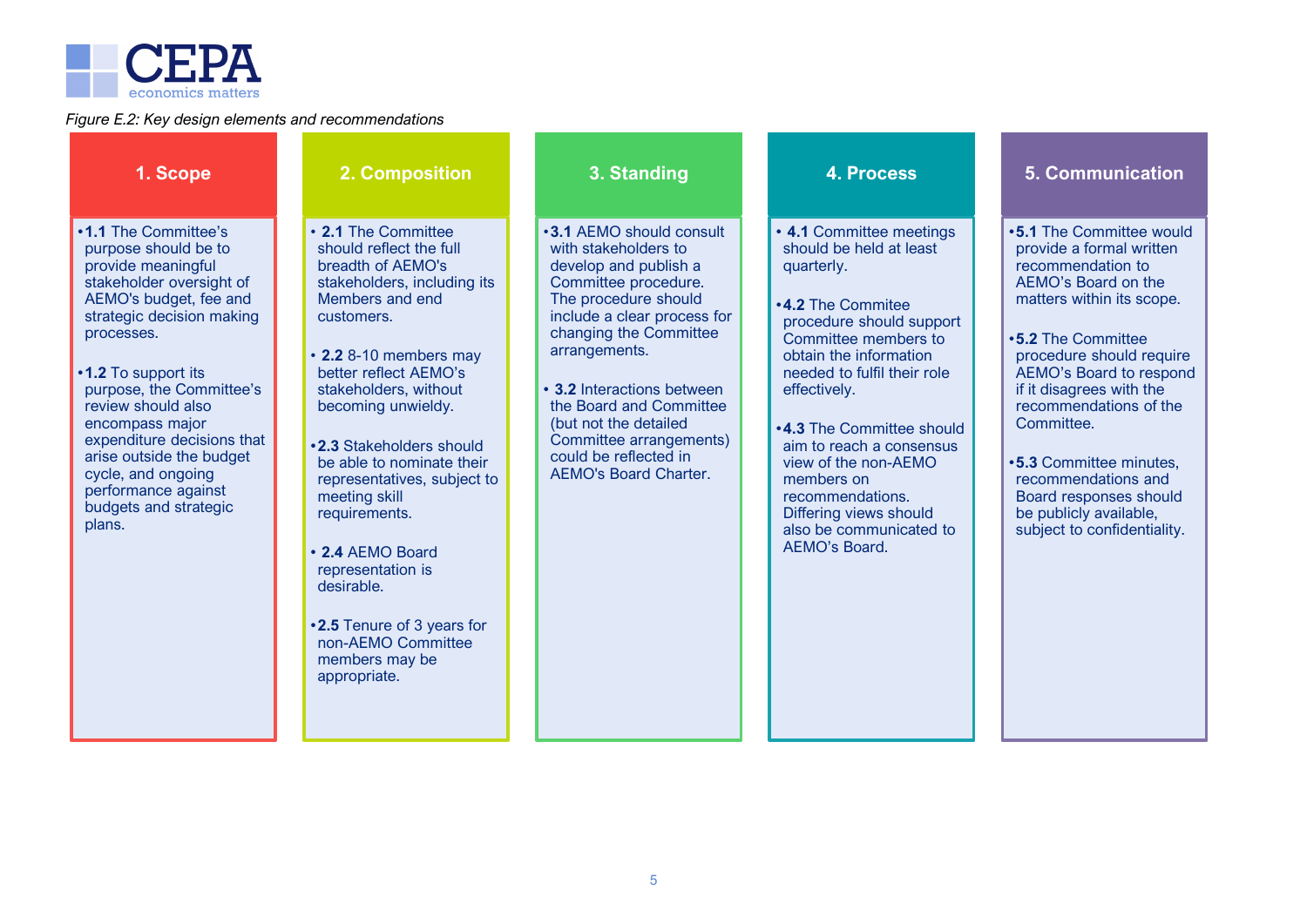*Figure E.2: Key design elements and recommendations*

## 1. Scope

- **1.1** The Committee's purpose should be to provide meaningful stakeholder oversight of AEMO's budget, fee and strategic decision making processes.
- **1.2** To support its purpose, the Committee's review should also encompass major expenditure decisions that arise outside the budget cycle, and ongoing performance against budgets and strategic plans.

## 2. Composition

- **2.1** The Committee should reflect the full breadth of AEMO's stakeholders, including its Members and end customers.
- **2.2** 8-10 members may better reflect AEMO's stakeholders, without becoming unwieldy.
- **2.3** Stakeholders should be able to nominate their representatives, subject to meeting skill requirements.
- **2.4** AEMO Board representation is desirable.
- **2.5** Tenure of 3 years for non-AEMO Committee members may be appropriate.

## 3. Standing

- **3.1** AEMO should consult with stakeholders to develop and publish a Committee procedure. The procedure should include a clear process for changing the Committee arrangements.
- **3.2** Interactions between the Board and Committee (but not the detailed Committee arrangements) could be reflected in AEMO's Board Charter.

## 4. Process

- **4.1** Committee meetings should be held at least quarterly.
- **4.2** The Commitee procedure should support Committee members to obtain the information needed to fulfil their role effectively.
- **4.3** The Committee should aim to reach a consensus view of the non-AEMO members on recommendations. Differing views should also be communicated to AEMO's Board.

## 5. Communication

- **5.1** The Committee would provide a formal written recommendation to AEMO's Board on the matters within its scope.
- **5.2** The Committee procedure should require AEMO's Board to respond if it disagrees with the recommendations of the Committee.
- **5.3** Committee minutes, recommendations and Board responses should be publicly available, subject to confidentiality.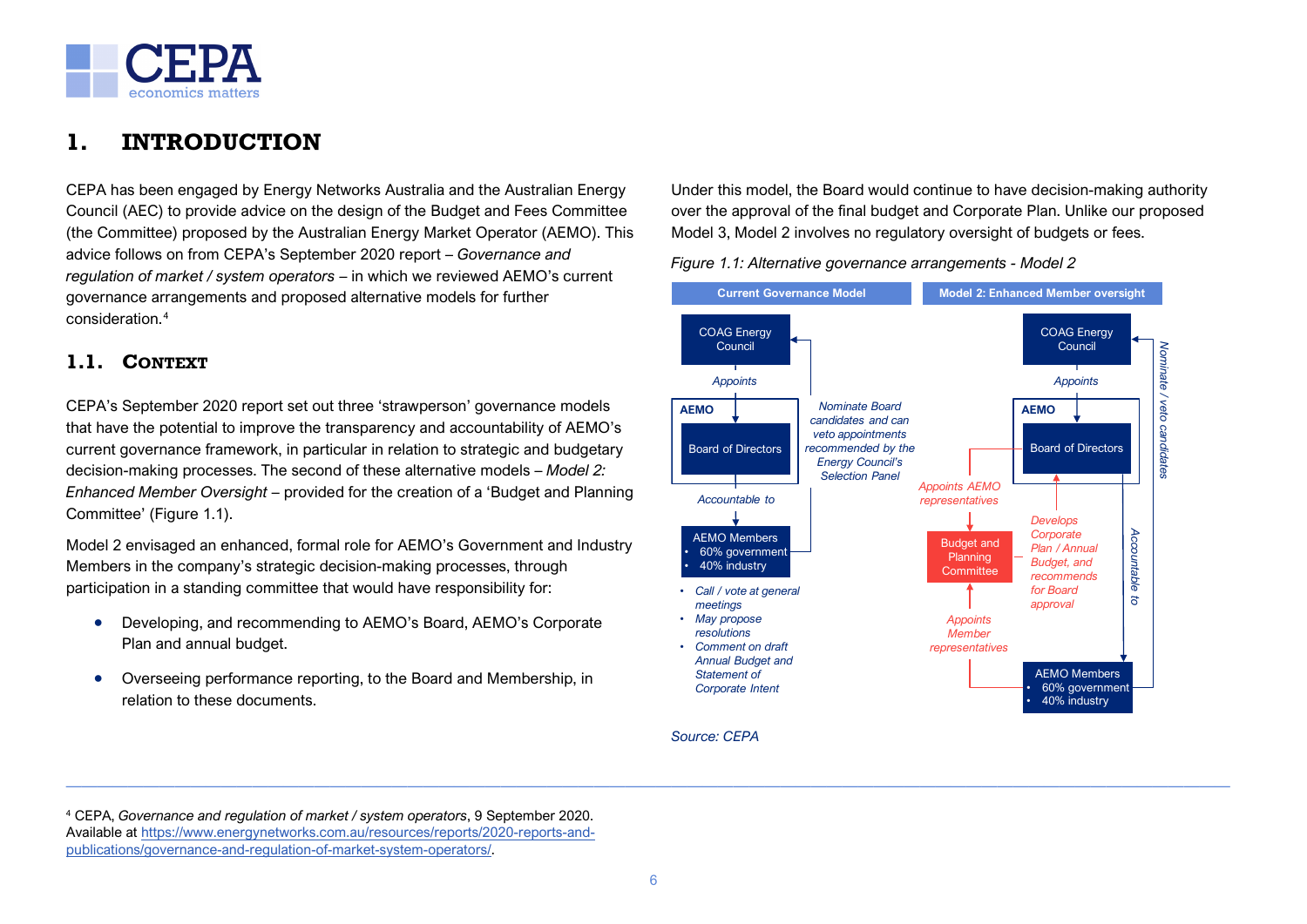# 1. INTRODUCTION

CEPA has been engaged by Energy Networks Australia and the Australian Energy Council (AEC) to provide advice on the design of the Budget and Fees Committee (the Committee) proposed by the Australian Energy Market Operator (AEMO). This advice follows on from CEPA's September 2020 report – *Governance and regulation of market / system operators* – in which we reviewed AEMO's current governance arrangements and proposed alternative models for further consideration.[4]

## 1.1. Context

CEPA's September 2020 report set out three 'strawperson' governance models that have the potential to improve the transparency and accountability of AEMO's current governance framework, in particular in relation to strategic and budgetary decision-making processes. The second of these alternative models – *Model 2: Enhanced Member Oversight* – provided for the creation of a 'Budget and Planning Committee' (Figure 1.1).

Model 2 envisaged an enhanced, formal role for AEMO's Government and Industry Members in the company's strategic decision-making processes, through participation in a standing committee that would have responsibility for:

- Developing, and recommending to AEMO's Board, AEMO's Corporate Plan and annual budget.
- Overseeing performance reporting, to the Board and Membership, in relation to these documents.

Under this model, the Board would continue to have decision-making authority over the approval of the final budget and Corporate Plan. Unlike our proposed Model 3, Model 2 involves no regulatory oversight of budgets or fees.

*Figure 1.1: Alternative governance arrangements - Model 2*

**Current Governance Model**

- COAG Energy Council — *Appoints* → AEMO Board of Directors
- AEMO Board of Directors — *Accountable to* → AEMO Members (60% government, 40% industry)
- AEMO Members → COAG Energy Council: *Nominate Board candidates and can veto appointments recommended by the Energy Council's Selection Panel*
- AEMO Members:
  - *Call / vote at general meetings*
  - *May propose resolutions*
  - *Comment on draft Annual Budget and Statement of Corporate Intent*

**Model 2: Enhanced Member oversight**

- COAG Energy Council — *Appoints* → AEMO Board of Directors
- AEMO Board of Directors — *Accountable to* → AEMO Members (60% government, 40% industry)
- AEMO Members → COAG Energy Council: *Nominate / veto candidates*
- AEMO Board of Directors — *Appoints AEMO representatives* → Budget and Planning Committee
- AEMO Members — *Appoints Member representatives* → Budget and Planning Committee
- Budget and Planning Committee → AEMO Board of Directors: *Develops Corporate Plan / Annual Budget, and recommends for Board approval*

*Source: CEPA*

---

[4] CEPA, *Governance and regulation of market / system operators*, 9 September 2020. Available at https://www.energynetworks.com.au/resources/reports/2020-reports-and-publications/governance-and-regulation-of-market-system-operators/.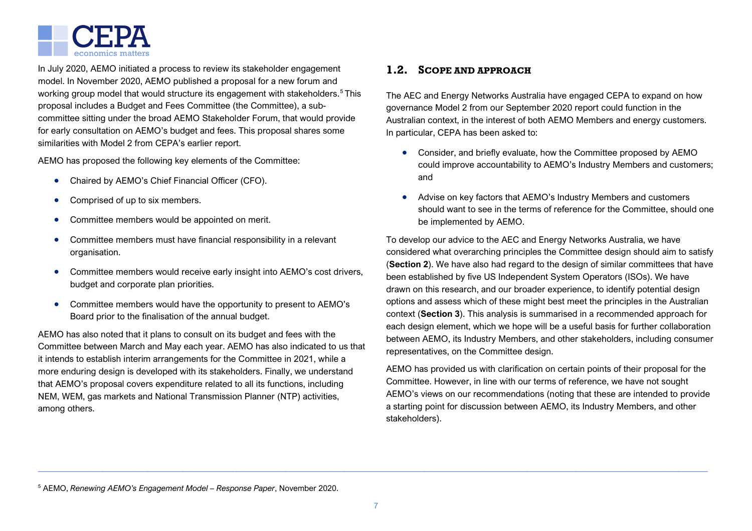In July 2020, AEMO initiated a process to review its stakeholder engagement model. In November 2020, AEMO published a proposal for a new forum and working group model that would structure its engagement with stakeholders.[5] This proposal includes a Budget and Fees Committee (the Committee), a sub-committee sitting under the broad AEMO Stakeholder Forum, that would provide for early consultation on AEMO's budget and fees. This proposal shares some similarities with Model 2 from CEPA's earlier report.

AEMO has proposed the following key elements of the Committee:

- Chaired by AEMO's Chief Financial Officer (CFO).
- Comprised of up to six members.
- Committee members would be appointed on merit.
- Committee members must have financial responsibility in a relevant organisation.
- Committee members would receive early insight into AEMO's cost drivers, budget and corporate plan priorities.
- Committee members would have the opportunity to present to AEMO's Board prior to the finalisation of the annual budget.

AEMO has also noted that it plans to consult on its budget and fees with the Committee between March and May each year. AEMO has also indicated to us that it intends to establish interim arrangements for the Committee in 2021, while a more enduring design is developed with its stakeholders. Finally, we understand that AEMO's proposal covers expenditure related to all its functions, including NEM, WEM, gas markets and National Transmission Planner (NTP) activities, among others.

## 1.2. Scope and approach

The AEC and Energy Networks Australia have engaged CEPA to expand on how governance Model 2 from our September 2020 report could function in the Australian context, in the interest of both AEMO Members and energy customers. In particular, CEPA has been asked to:

- Consider, and briefly evaluate, how the Committee proposed by AEMO could improve accountability to AEMO's Industry Members and customers; and
- Advise on key factors that AEMO's Industry Members and customers should want to see in the terms of reference for the Committee, should one be implemented by AEMO.

To develop our advice to the AEC and Energy Networks Australia, we have considered what overarching principles the Committee design should aim to satisfy (**Section 2**). We have also had regard to the design of similar committees that have been established by five US Independent System Operators (ISOs). We have drawn on this research, and our broader experience, to identify potential design options and assess which of these might best meet the principles in the Australian context (**Section 3**). This analysis is summarised in a recommended approach for each design element, which we hope will be a useful basis for further collaboration between AEMO, its Industry Members, and other stakeholders, including consumer representatives, on the Committee design.

AEMO has provided us with clarification on certain points of their proposal for the Committee. However, in line with our terms of reference, we have not sought AEMO's views on our recommendations (noting that these are intended to provide a starting point for discussion between AEMO, its Industry Members, and other stakeholders).

---

[5] AEMO, *Renewing AEMO's Engagement Model – Response Paper*, November 2020.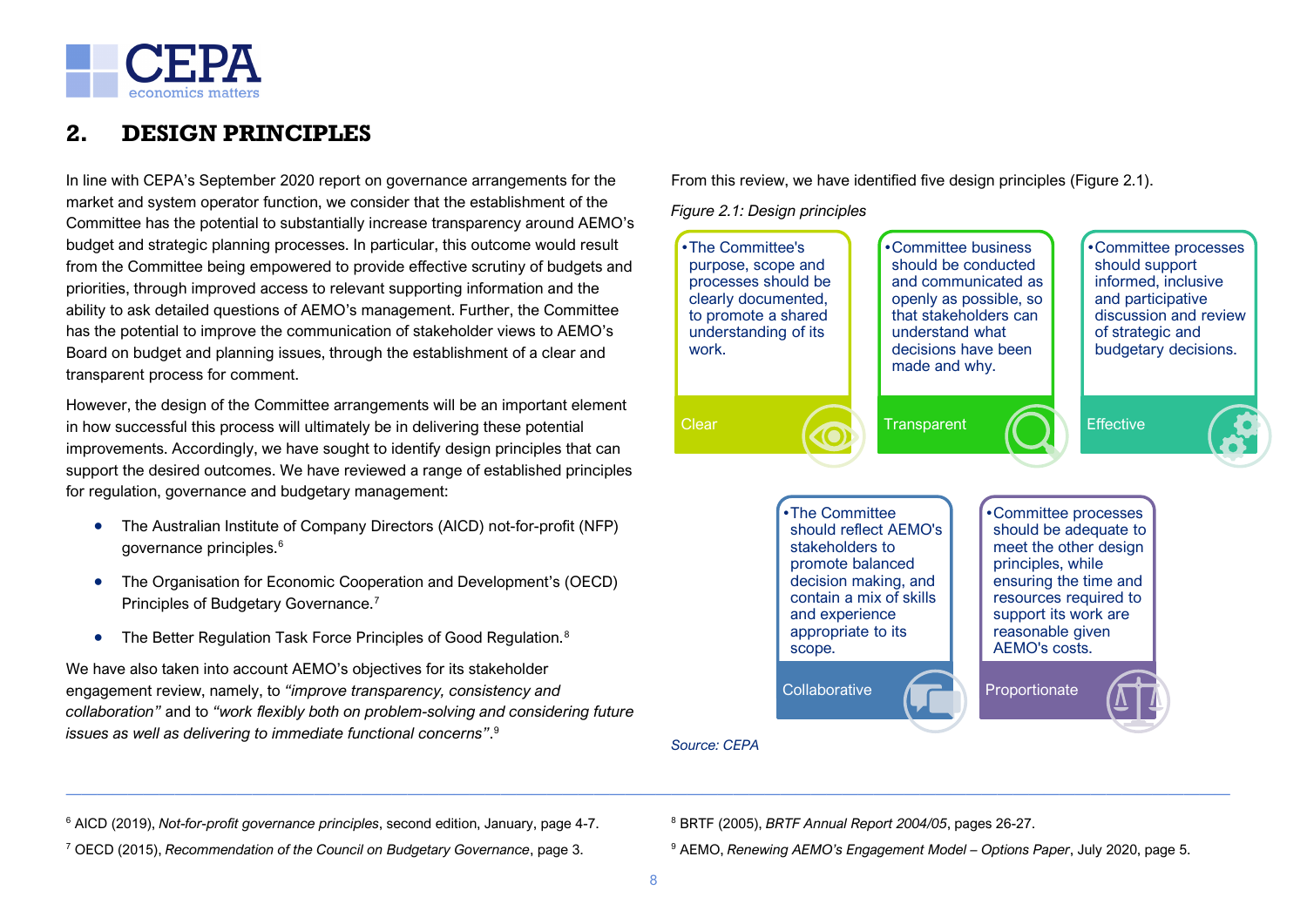## 2. DESIGN PRINCIPLES

In line with CEPA's September 2020 report on governance arrangements for the market and system operator function, we consider that the establishment of the Committee has the potential to substantially increase transparency around AEMO's budget and strategic planning processes. In particular, this outcome would result from the Committee being empowered to provide effective scrutiny of budgets and priorities, through improved access to relevant supporting information and the ability to ask detailed questions of AEMO's management. Further, the Committee has the potential to improve the communication of stakeholder views to AEMO's Board on budget and planning issues, through the establishment of a clear and transparent process for comment.

However, the design of the Committee arrangements will be an important element in how successful this process will ultimately be in delivering these potential improvements. Accordingly, we have sought to identify design principles that can support the desired outcomes. We have reviewed a range of established principles for regulation, governance and budgetary management:

- The Australian Institute of Company Directors (AICD) not-for-profit (NFP) governance principles.[6]
- The Organisation for Economic Cooperation and Development's (OECD) Principles of Budgetary Governance.[7]
- The Better Regulation Task Force Principles of Good Regulation.[8]

We have also taken into account AEMO's objectives for its stakeholder engagement review, namely, to *"improve transparency, consistency and collaboration"* and to *"work flexibly both on problem-solving and considering future issues as well as delivering to immediate functional concerns"*.[9]

From this review, we have identified five design principles (Figure 2.1).

*Figure 2.1: Design principles*

- **Clear**: The Committee's purpose, scope and processes should be clearly documented, to promote a shared understanding of its work.
- **Transparent**: Committee business should be conducted and communicated as openly as possible, so that stakeholders can understand what decisions have been made and why.
- **Effective**: Committee processes should support informed, inclusive and participative discussion and review of strategic and budgetary decisions.
- **Collaborative**: The Committee should reflect AEMO's stakeholders to promote balanced decision making, and contain a mix of skills and experience appropriate to its scope.
- **Proportionate**: Committee processes should be adequate to meet the other design principles, while ensuring the time and resources required to support its work are reasonable given AEMO's costs.

*Source: CEPA*

---

[6] AICD (2019), *Not-for-profit governance principles*, second edition, January, page 4-7.

[7] OECD (2015), *Recommendation of the Council on Budgetary Governance*, page 3.

[8] BRTF (2005), *BRTF Annual Report 2004/05*, pages 26-27.

[9] AEMO, *Renewing AEMO's Engagement Model – Options Paper*, July 2020, page 5.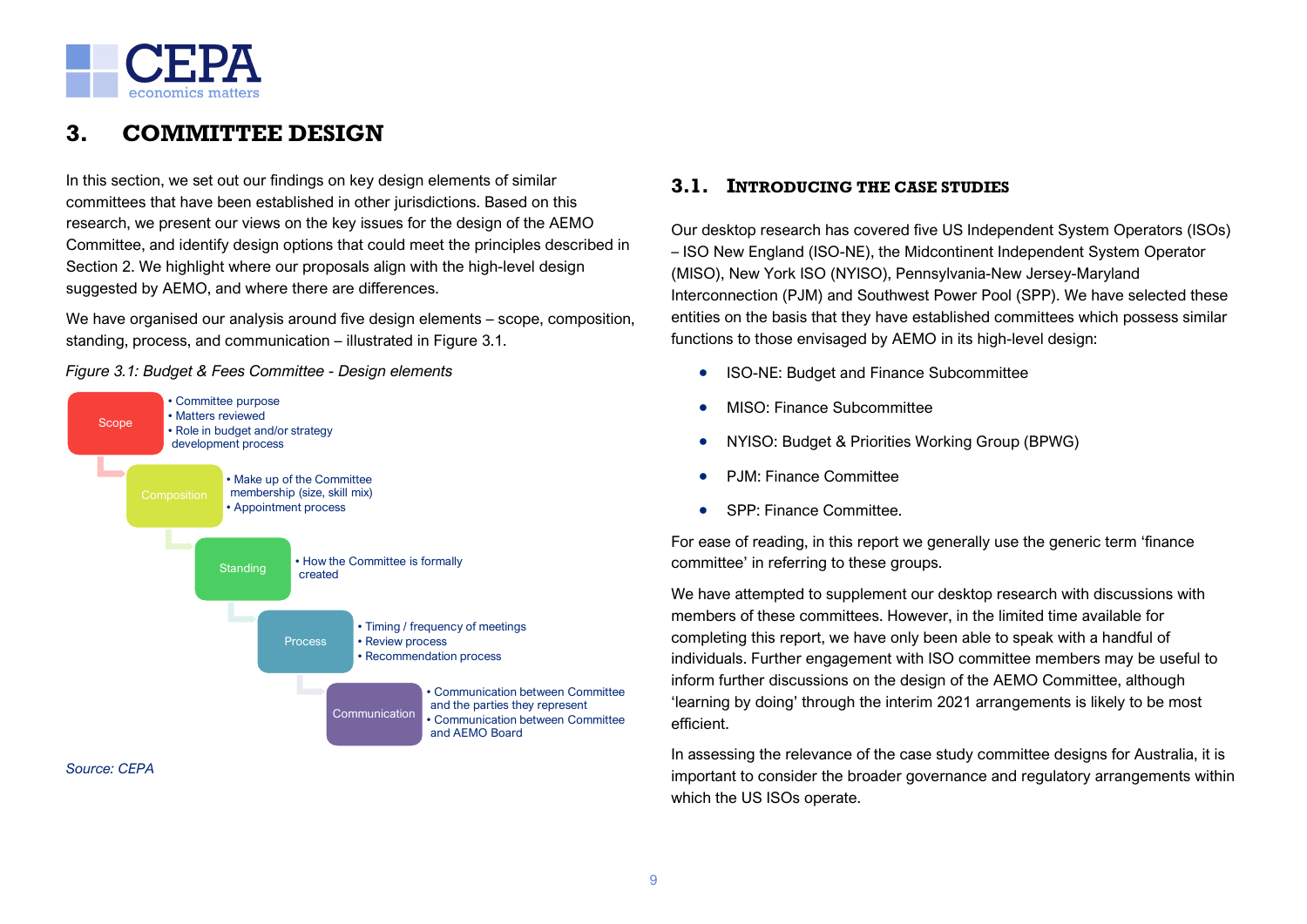# 3. COMMITTEE DESIGN

In this section, we set out our findings on key design elements of similar committees that have been established in other jurisdictions. Based on this research, we present our views on the key issues for the design of the AEMO Committee, and identify design options that could meet the principles described in Section 2. We highlight where our proposals align with the high-level design suggested by AEMO, and where there are differences.

We have organised our analysis around five design elements – scope, composition, standing, process, and communication – illustrated in Figure 3.1.

*Figure 3.1: Budget & Fees Committee - Design elements*

- **Scope**
  - Committee purpose
  - Matters reviewed
  - Role in budget and/or strategy development process
- **Composition**
  - Make up of the Committee membership (size, skill mix)
  - Appointment process
- **Standing**
  - How the Committee is formally created
- **Process**
  - Timing / frequency of meetings
  - Review process
  - Recommendation process
- **Communication**
  - Communication between Committee and the parties they represent
  - Communication between Committee and AEMO Board

*Source: CEPA*

## 3.1. Introducing the case studies

Our desktop research has covered five US Independent System Operators (ISOs) – ISO New England (ISO-NE), the Midcontinent Independent System Operator (MISO), New York ISO (NYISO), Pennsylvania-New Jersey-Maryland Interconnection (PJM) and Southwest Power Pool (SPP). We have selected these entities on the basis that they have established committees which possess similar functions to those envisaged by AEMO in its high-level design:

- ISO-NE: Budget and Finance Subcommittee
- MISO: Finance Subcommittee
- NYISO: Budget & Priorities Working Group (BPWG)
- PJM: Finance Committee
- SPP: Finance Committee.

For ease of reading, in this report we generally use the generic term 'finance committee' in referring to these groups.

We have attempted to supplement our desktop research with discussions with members of these committees. However, in the limited time available for completing this report, we have only been able to speak with a handful of individuals. Further engagement with ISO committee members may be useful to inform further discussions on the design of the AEMO Committee, although 'learning by doing' through the interim 2021 arrangements is likely to be most efficient.

In assessing the relevance of the case study committee designs for Australia, it is important to consider the broader governance and regulatory arrangements within which the US ISOs operate.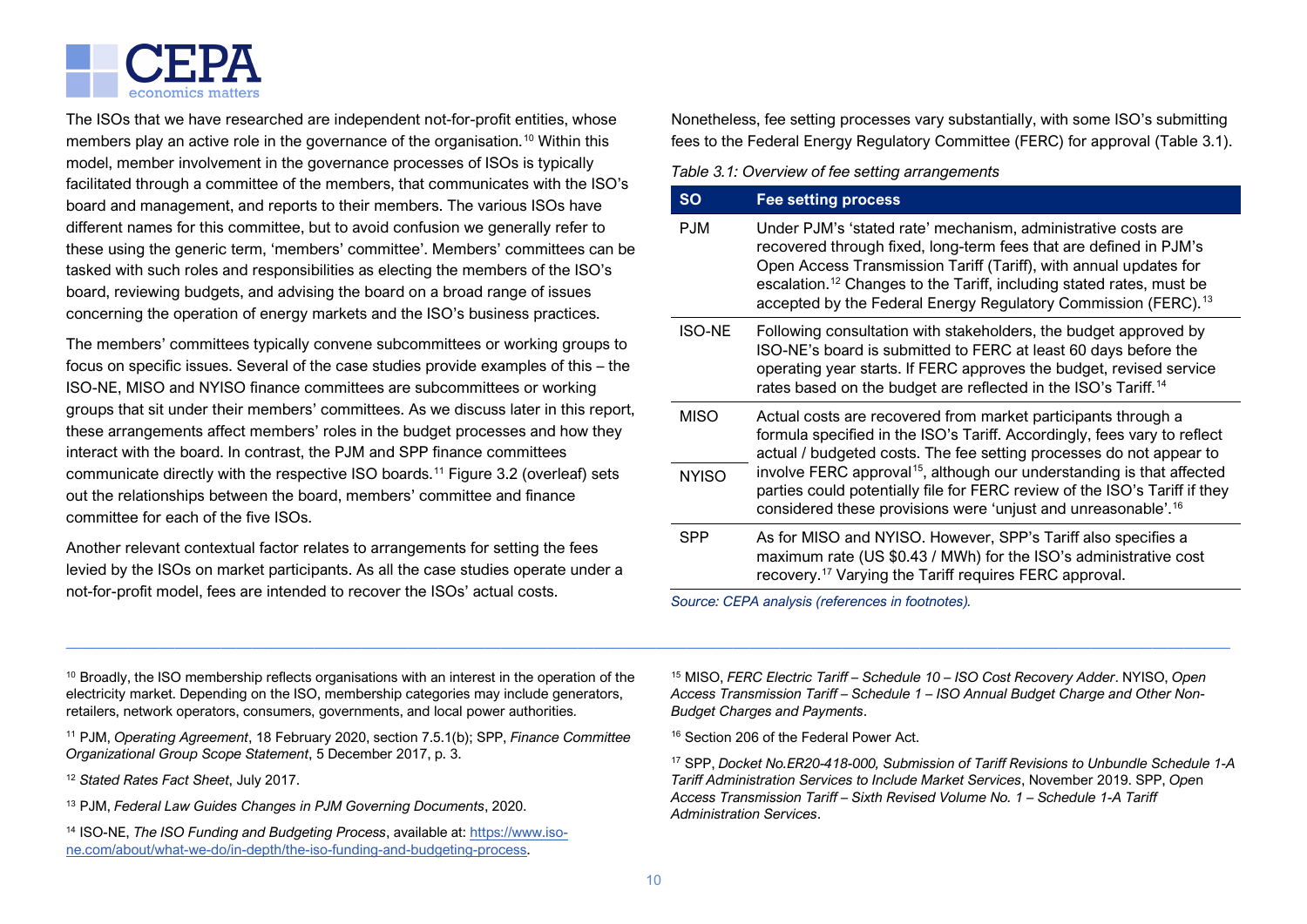The ISOs that we have researched are independent not-for-profit entities, whose members play an active role in the governance of the organisation.[10] Within this model, member involvement in the governance processes of ISOs is typically facilitated through a committee of the members, that communicates with the ISO's board and management, and reports to their members. The various ISOs have different names for this committee, but to avoid confusion we generally refer to these using the generic term, 'members' committee'. Members' committees can be tasked with such roles and responsibilities as electing the members of the ISO's board, reviewing budgets, and advising the board on a broad range of issues concerning the operation of energy markets and the ISO's business practices.

The members' committees typically convene subcommittees or working groups to focus on specific issues. Several of the case studies provide examples of this – the ISO-NE, MISO and NYISO finance committees are subcommittees or working groups that sit under their members' committees. As we discuss later in this report, these arrangements affect members' roles in the budget processes and how they interact with the board. In contrast, the PJM and SPP finance committees communicate directly with the respective ISO boards.[11] Figure 3.2 (overleaf) sets out the relationships between the board, members' committee and finance committee for each of the five ISOs.

Another relevant contextual factor relates to arrangements for setting the fees levied by the ISOs on market participants. As all the case studies operate under a not-for-profit model, fees are intended to recover the ISOs' actual costs. Nonetheless, fee setting processes vary substantially, with some ISO's submitting fees to the Federal Energy Regulatory Committee (FERC) for approval (Table 3.1).

*Table 3.1: Overview of fee setting arrangements*

| SO | Fee setting process |
|---|---|
| PJM | Under PJM's 'stated rate' mechanism, administrative costs are recovered through fixed, long-term fees that are defined in PJM's Open Access Transmission Tariff (Tariff), with annual updates for escalation.[12] Changes to the Tariff, including stated rates, must be accepted by the Federal Energy Regulatory Commission (FERC).[13] |
| ISO-NE | Following consultation with stakeholders, the budget approved by ISO-NE's board is submitted to FERC at least 60 days before the operating year starts. If FERC approves the budget, revised service rates based on the budget are reflected in the ISO's Tariff.[14] |
| MISO<br><br>NYISO | Actual costs are recovered from market participants through a formula specified in the ISO's Tariff. Accordingly, fees vary to reflect actual / budgeted costs. The fee setting processes do not appear to involve FERC approval[15], although our understanding is that affected parties could potentially file for FERC review of the ISO's Tariff if they considered these provisions were 'unjust and unreasonable'.[16] |
| SPP | As for MISO and NYISO. However, SPP's Tariff also specifies a maximum rate (US $0.43 / MWh) for the ISO's administrative cost recovery.[17] Varying the Tariff requires FERC approval. |

*Source: CEPA analysis (references in footnotes).*

[10] Broadly, the ISO membership reflects organisations with an interest in the operation of the electricity market. Depending on the ISO, membership categories may include generators, retailers, network operators, consumers, governments, and local power authorities.

[11] PJM, *Operating Agreement*, 18 February 2020, section 7.5.1(b); SPP, *Finance Committee Organizational Group Scope Statement*, 5 December 2017, p. 3.

[12] *Stated Rates Fact Sheet*, July 2017.

[13] PJM, *Federal Law Guides Changes in PJM Governing Documents*, 2020.

[14] ISO-NE, *The ISO Funding and Budgeting Process*, available at: https://www.iso-ne.com/about/what-we-do/in-depth/the-iso-funding-and-budgeting-process.

[15] MISO, *FERC Electric Tariff – Schedule 10 – ISO Cost Recovery Adder*. NYISO, *Open Access Transmission Tariff – Schedule 1 – ISO Annual Budget Charge and Other Non-Budget Charges and Payments*.

[16] Section 206 of the Federal Power Act.

[17] SPP, *Docket No.ER20-418-000, Submission of Tariff Revisions to Unbundle Schedule 1-A Tariff Administration Services to Include Market Services*, November 2019. SPP, *Open Access Transmission Tariff – Sixth Revised Volume No. 1 – Schedule 1-A Tariff Administration Services*.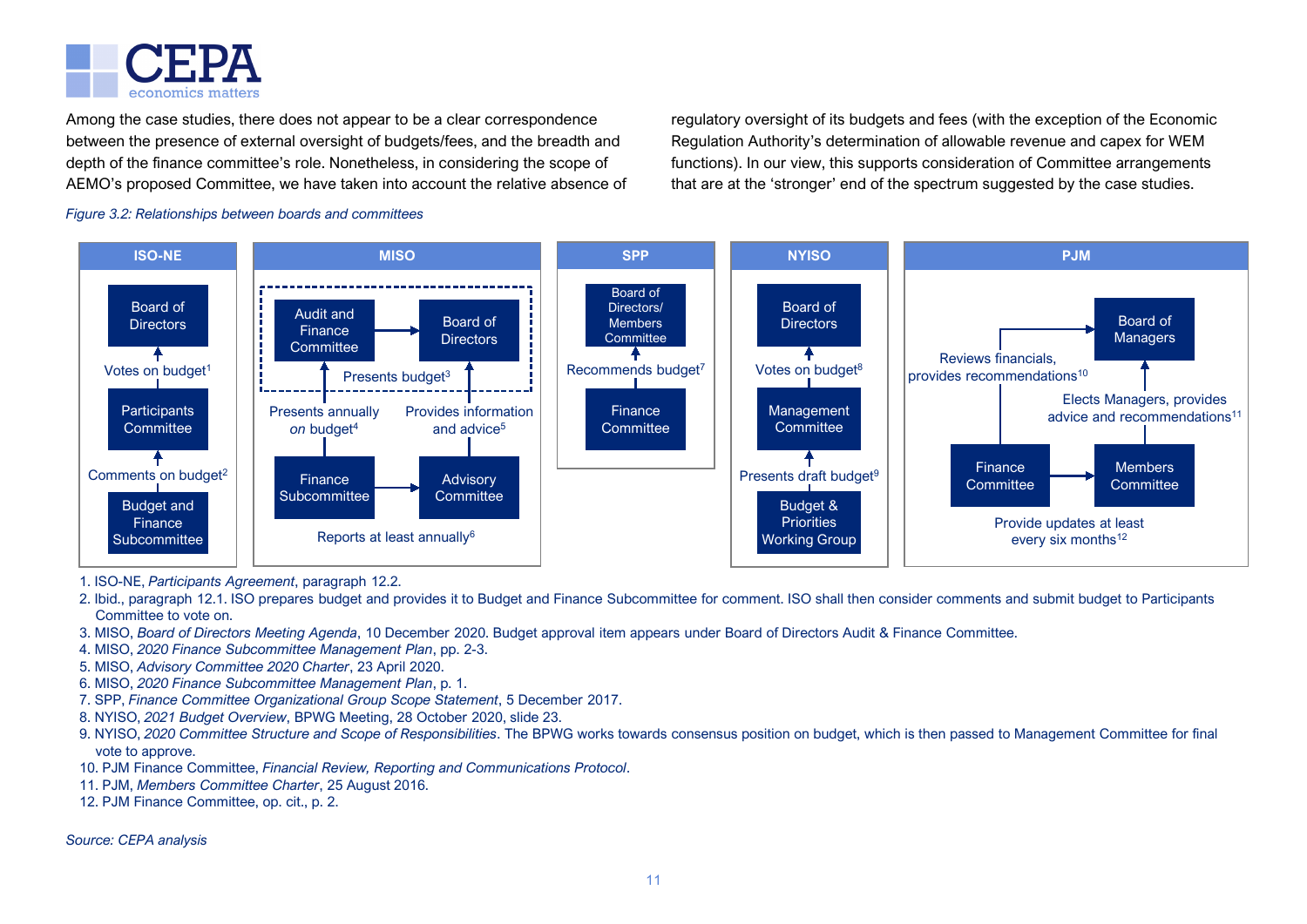Among the case studies, there does not appear to be a clear correspondence between the presence of external oversight of budgets/fees, and the breadth and depth of the finance committee's role. Nonetheless, in considering the scope of AEMO's proposed Committee, we have taken into account the relative absence of regulatory oversight of its budgets and fees (with the exception of the Economic Regulation Authority's determination of allowable revenue and capex for WEM functions). In our view, this supports consideration of Committee arrangements that are at the 'stronger' end of the spectrum suggested by the case studies.

*Figure 3.2: Relationships between boards and committees*

**ISO-NE**

- Board of Directors
- Participants Committee → Board of Directors: Votes on budget[1]
- Budget and Finance Subcommittee → Participants Committee: Comments on budget[2]

**MISO**

- Audit and Finance Committee → Board of Directors (Audit and Finance Committee and Board of Directors grouped together)
- Finance Subcommittee → Audit and Finance Committee / Board of Directors group: Presents budget[3]
- Finance Subcommittee → Audit and Finance Committee: Presents annually on budget[4]
- Advisory Committee → Board of Directors: Provides information and advice[5]
- Finance Subcommittee → Advisory Committee: Reports at least annually[6]

**SPP**

- Board of Directors/ Members Committee
- Finance Committee → Board of Directors/ Members Committee: Recommends budget[7]

**NYISO**

- Board of Directors
- Management Committee → Board of Directors: Votes on budget[8]
- Budget & Priorities Working Group → Management Committee: Presents draft budget[9]

**PJM**

- Board of Managers
- Finance Committee → Board of Managers: Reviews financials, provides recommendations[10]
- Members Committee → Board of Managers: Elects Managers, provides advice and recommendations[11]
- Finance Committee → Members Committee: Provide updates at least every six months[12]

1. ISO-NE, *Participants Agreement*, paragraph 12.2.
2. Ibid., paragraph 12.1. ISO prepares budget and provides it to Budget and Finance Subcommittee for comment. ISO shall then consider comments and submit budget to Participants Committee to vote on.
3. MISO, *Board of Directors Meeting Agenda*, 10 December 2020. Budget approval item appears under Board of Directors Audit & Finance Committee.
4. MISO, *2020 Finance Subcommittee Management Plan*, pp. 2-3.
5. MISO, *Advisory Committee 2020 Charter*, 23 April 2020.
6. MISO, *2020 Finance Subcommittee Management Plan*, p. 1.
7. SPP, *Finance Committee Organizational Group Scope Statement*, 5 December 2017.
8. NYISO, *2021 Budget Overview*, BPWG Meeting, 28 October 2020, slide 23.
9. NYISO, *2020 Committee Structure and Scope of Responsibilities*. The BPWG works towards consensus position on budget, which is then passed to Management Committee for final vote to approve.
10. PJM Finance Committee, *Financial Review, Reporting and Communications Protocol*.
11. PJM, *Members Committee Charter*, 25 August 2016.
12. PJM Finance Committee, op. cit., p. 2.

*Source: CEPA analysis*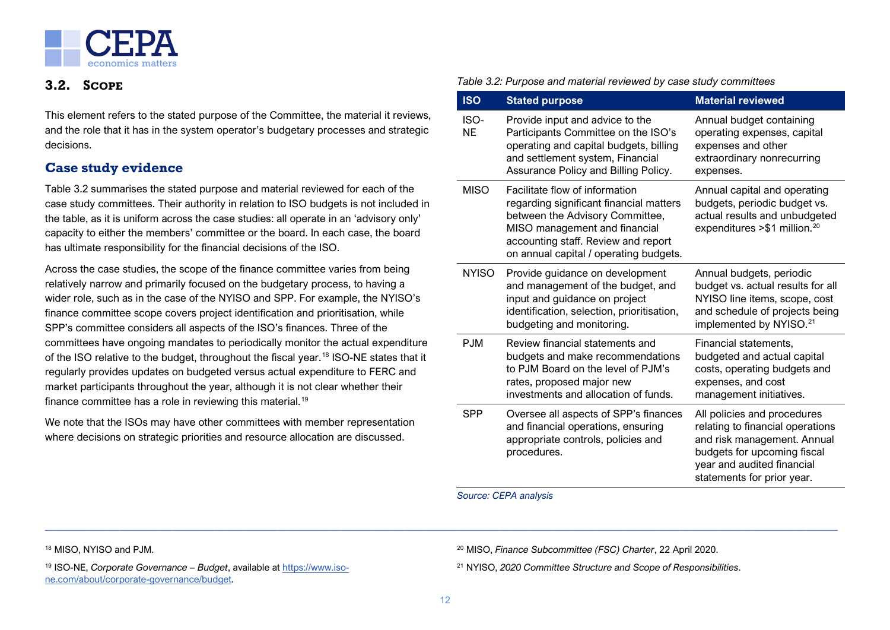## 3.2. Scope

This element refers to the stated purpose of the Committee, the material it reviews, and the role that it has in the system operator's budgetary processes and strategic decisions.

### Case study evidence

Table 3.2 summarises the stated purpose and material reviewed for each of the case study committees. Their authority in relation to ISO budgets is not included in the table, as it is uniform across the case studies: all operate in an 'advisory only' capacity to either the members' committee or the board. In each case, the board has ultimate responsibility for the financial decisions of the ISO.

Across the case studies, the scope of the finance committee varies from being relatively narrow and primarily focused on the budgetary process, to having a wider role, such as in the case of the NYISO and SPP. For example, the NYISO's finance committee scope covers project identification and prioritisation, while SPP's committee considers all aspects of the ISO's finances. Three of the committees have ongoing mandates to periodically monitor the actual expenditure of the ISO relative to the budget, throughout the fiscal year.[18] ISO-NE states that it regularly provides updates on budgeted versus actual expenditure to FERC and market participants throughout the year, although it is not clear whether their finance committee has a role in reviewing this material.[19]

We note that the ISOs may have other committees with member representation where decisions on strategic priorities and resource allocation are discussed.

*Table 3.2: Purpose and material reviewed by case study committees*

| ISO | Stated purpose | Material reviewed |
|---|---|---|
| ISO-NE | Provide input and advice to the Participants Committee on the ISO's operating and capital budgets, billing and settlement system, Financial Assurance Policy and Billing Policy. | Annual budget containing operating expenses, capital expenses and other extraordinary nonrecurring expenses. |
| MISO | Facilitate flow of information regarding significant financial matters between the Advisory Committee, MISO management and financial accounting staff. Review and report on annual capital / operating budgets. | Annual capital and operating budgets, periodic budget vs. actual results and unbudgeted expenditures >$1 million.[20] |
| NYISO | Provide guidance on development and management of the budget, and input and guidance on project identification, selection, prioritisation, budgeting and monitoring. | Annual budgets, periodic budget vs. actual results for all NYISO line items, scope, cost and schedule of projects being implemented by NYISO.[21] |
| PJM | Review financial statements and budgets and make recommendations to PJM Board on the level of PJM's rates, proposed major new investments and allocation of funds. | Financial statements, budgeted and actual capital costs, operating budgets and expenses, and cost management initiatives. |
| SPP | Oversee all aspects of SPP's finances and financial operations, ensuring appropriate controls, policies and procedures. | All policies and procedures relating to financial operations and risk management. Annual budgets for upcoming fiscal year and audited financial statements for prior year. |

*Source: CEPA analysis*

---

[18] MISO, NYISO and PJM.

[19] ISO-NE, *Corporate Governance – Budget*, available at https://www.iso-ne.com/about/corporate-governance/budget.

[20] MISO, *Finance Subcommittee (FSC) Charter*, 22 April 2020.

[21] NYISO, *2020 Committee Structure and Scope of Responsibilities*.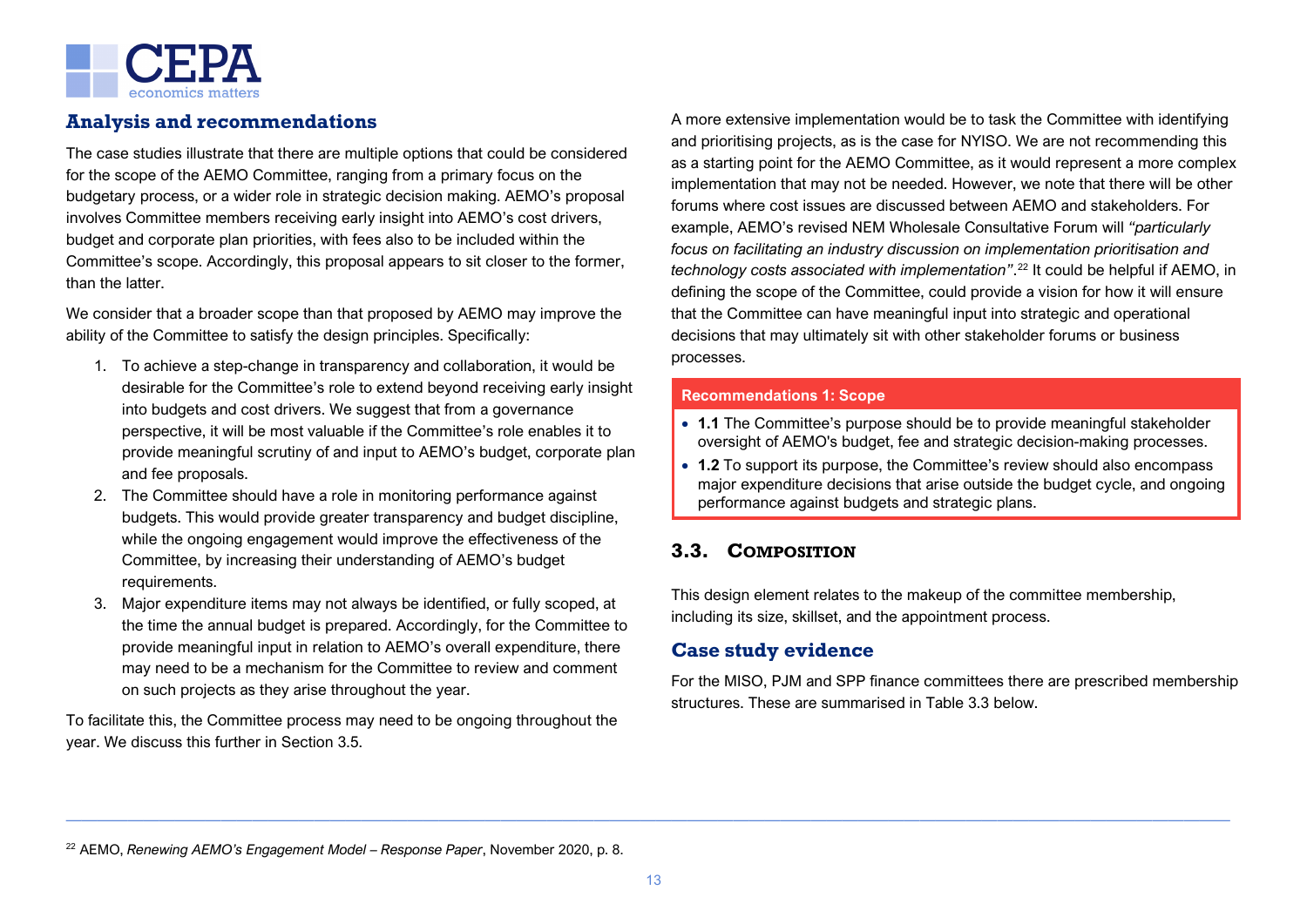### Analysis and recommendations

The case studies illustrate that there are multiple options that could be considered for the scope of the AEMO Committee, ranging from a primary focus on the budgetary process, or a wider role in strategic decision making. AEMO's proposal involves Committee members receiving early insight into AEMO's cost drivers, budget and corporate plan priorities, with fees also to be included within the Committee's scope. Accordingly, this proposal appears to sit closer to the former, than the latter.

We consider that a broader scope than that proposed by AEMO may improve the ability of the Committee to satisfy the design principles. Specifically:

1. To achieve a step-change in transparency and collaboration, it would be desirable for the Committee's role to extend beyond receiving early insight into budgets and cost drivers. We suggest that from a governance perspective, it will be most valuable if the Committee's role enables it to provide meaningful scrutiny of and input to AEMO's budget, corporate plan and fee proposals.
2. The Committee should have a role in monitoring performance against budgets. This would provide greater transparency and budget discipline, while the ongoing engagement would improve the effectiveness of the Committee, by increasing their understanding of AEMO's budget requirements.
3. Major expenditure items may not always be identified, or fully scoped, at the time the annual budget is prepared. Accordingly, for the Committee to provide meaningful input in relation to AEMO's overall expenditure, there may need to be a mechanism for the Committee to review and comment on such projects as they arise throughout the year.

To facilitate this, the Committee process may need to be ongoing throughout the year. We discuss this further in Section 3.5.

A more extensive implementation would be to task the Committee with identifying and prioritising projects, as is the case for NYISO. We are not recommending this as a starting point for the AEMO Committee, as it would represent a more complex implementation that may not be needed. However, we note that there will be other forums where cost issues are discussed between AEMO and stakeholders. For example, AEMO's revised NEM Wholesale Consultative Forum will *"particularly focus on facilitating an industry discussion on implementation prioritisation and technology costs associated with implementation"*.[22] It could be helpful if AEMO, in defining the scope of the Committee, could provide a vision for how it will ensure that the Committee can have meaningful input into strategic and operational decisions that may ultimately sit with other stakeholder forums or business processes.

**Recommendations 1: Scope**

- **1.1** The Committee's purpose should be to provide meaningful stakeholder oversight of AEMO's budget, fee and strategic decision-making processes.
- **1.2** To support its purpose, the Committee's review should also encompass major expenditure decisions that arise outside the budget cycle, and ongoing performance against budgets and strategic plans.

## 3.3. Composition

This design element relates to the makeup of the committee membership, including its size, skillset, and the appointment process.

### Case study evidence

For the MISO, PJM and SPP finance committees there are prescribed membership structures. These are summarised in Table 3.3 below.

---

[22] AEMO, *Renewing AEMO's Engagement Model – Response Paper*, November 2020, p. 8.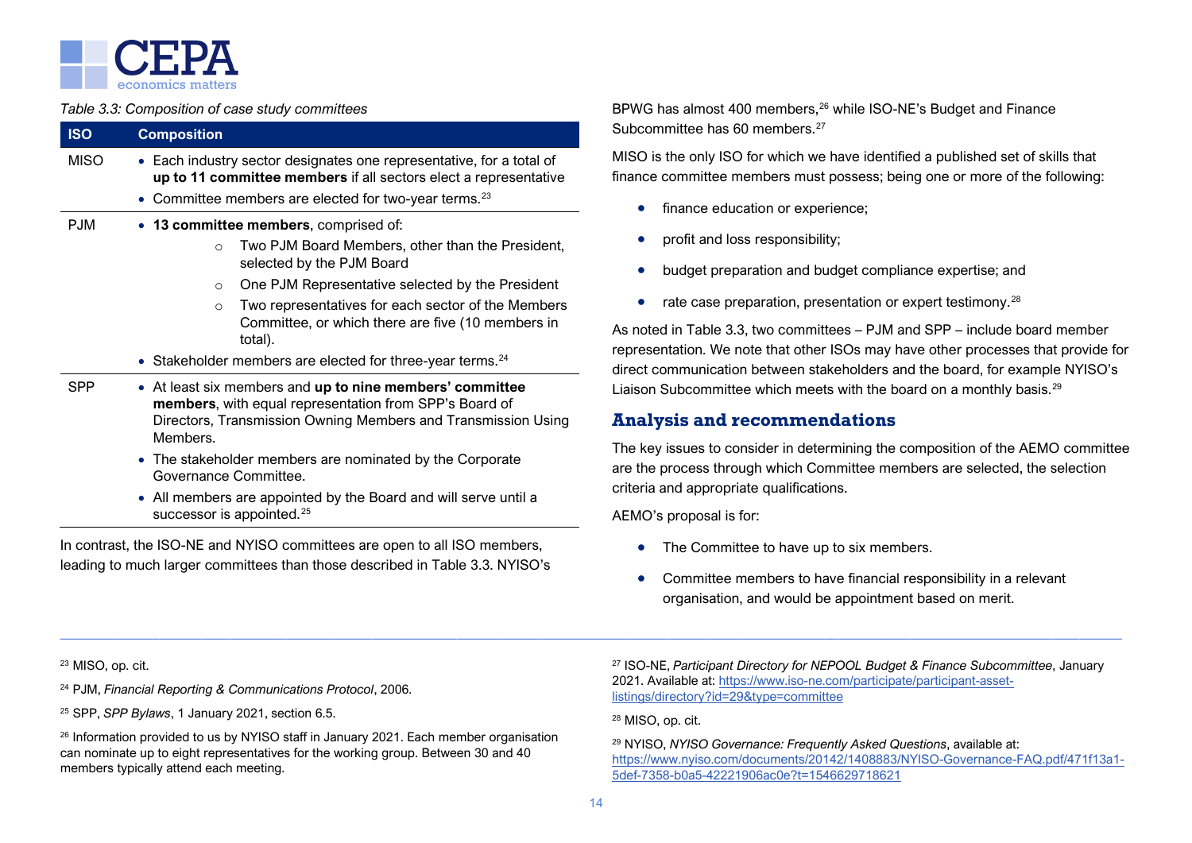*Table 3.3: Composition of case study committees*

| ISO | Composition |
| --- | --- |
| MISO | • Each industry sector designates one representative, for a total of **up to 11 committee members** if all sectors elect a representative<br>• Committee members are elected for two-year terms.[23] |
| PJM | • **13 committee members**, comprised of:<br>  ○ Two PJM Board Members, other than the President, selected by the PJM Board<br>  ○ One PJM Representative selected by the President<br>  ○ Two representatives for each sector of the Members Committee, or which there are five (10 members in total).<br>• Stakeholder members are elected for three-year terms.[24] |
| SPP | • At least six members and **up to nine members' committee members**, with equal representation from SPP's Board of Directors, Transmission Owning Members and Transmission Using Members.<br>• The stakeholder members are nominated by the Corporate Governance Committee.<br>• All members are appointed by the Board and will serve until a successor is appointed.[25] |

In contrast, the ISO-NE and NYISO committees are open to all ISO members, leading to much larger committees than those described in Table 3.3. NYISO's BPWG has almost 400 members,[26] while ISO-NE's Budget and Finance Subcommittee has 60 members.[27]

MISO is the only ISO for which we have identified a published set of skills that finance committee members must possess; being one or more of the following:

- finance education or experience;
- profit and loss responsibility;
- budget preparation and budget compliance expertise; and
- rate case preparation, presentation or expert testimony.[28]

As noted in Table 3.3, two committees – PJM and SPP – include board member representation. We note that other ISOs may have other processes that provide for direct communication between stakeholders and the board, for example NYISO's Liaison Subcommittee which meets with the board on a monthly basis.[29]

## Analysis and recommendations

The key issues to consider in determining the composition of the AEMO committee are the process through which Committee members are selected, the selection criteria and appropriate qualifications.

AEMO's proposal is for:

- The Committee to have up to six members.
- Committee members to have financial responsibility in a relevant organisation, and would be appointment based on merit.

---

[23] MISO, op. cit.

[24] PJM, *Financial Reporting & Communications Protocol*, 2006.

[25] SPP, *SPP Bylaws*, 1 January 2021, section 6.5.

[26] Information provided to us by NYISO staff in January 2021. Each member organisation can nominate up to eight representatives for the working group. Between 30 and 40 members typically attend each meeting.

[27] ISO-NE, *Participant Directory for NEPOOL Budget & Finance Subcommittee*, January 2021. Available at: https://www.iso-ne.com/participate/participant-asset-listings/directory?id=29&type=committee

[28] MISO, op. cit.

[29] NYISO, *NYISO Governance: Frequently Asked Questions*, available at: https://www.nyiso.com/documents/20142/1408883/NYISO-Governance-FAQ.pdf/471f13a1-5def-7358-b0a5-42221906ac0e?t=1546629718621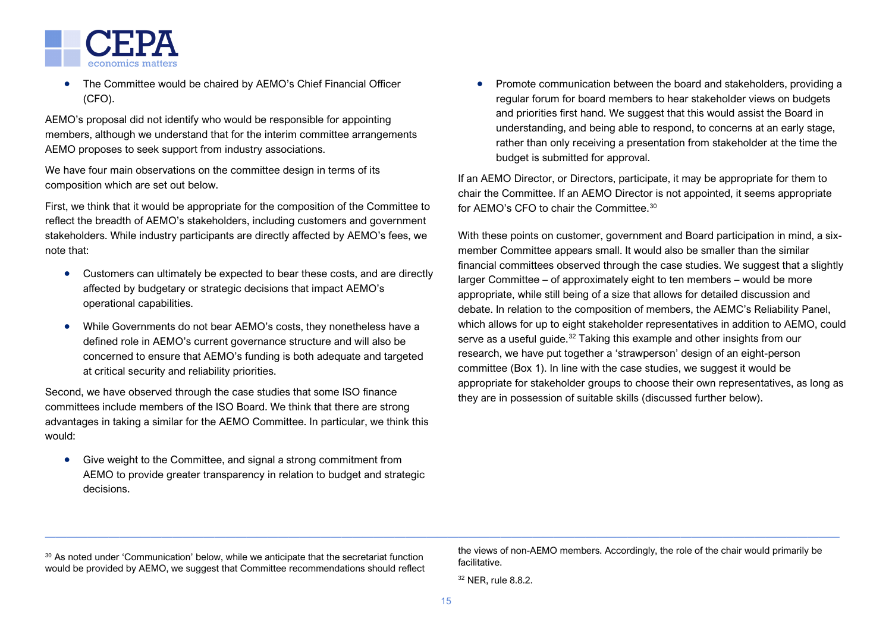- The Committee would be chaired by AEMO's Chief Financial Officer (CFO).

AEMO's proposal did not identify who would be responsible for appointing members, although we understand that for the interim committee arrangements AEMO proposes to seek support from industry associations.

We have four main observations on the committee design in terms of its composition which are set out below.

First, we think that it would be appropriate for the composition of the Committee to reflect the breadth of AEMO's stakeholders, including customers and government stakeholders. While industry participants are directly affected by AEMO's fees, we note that:

- Customers can ultimately be expected to bear these costs, and are directly affected by budgetary or strategic decisions that impact AEMO's operational capabilities.
- While Governments do not bear AEMO's costs, they nonetheless have a defined role in AEMO's current governance structure and will also be concerned to ensure that AEMO's funding is both adequate and targeted at critical security and reliability priorities.

Second, we have observed through the case studies that some ISO finance committees include members of the ISO Board. We think that there are strong advantages in taking a similar for the AEMO Committee. In particular, we think this would:

- Give weight to the Committee, and signal a strong commitment from AEMO to provide greater transparency in relation to budget and strategic decisions.
- Promote communication between the board and stakeholders, providing a regular forum for board members to hear stakeholder views on budgets and priorities first hand. We suggest that this would assist the Board in understanding, and being able to respond, to concerns at an early stage, rather than only receiving a presentation from stakeholder at the time the budget is submitted for approval.

If an AEMO Director, or Directors, participate, it may be appropriate for them to chair the Committee. If an AEMO Director is not appointed, it seems appropriate for AEMO's CFO to chair the Committee.[30]

With these points on customer, government and Board participation in mind, a six-member Committee appears small. It would also be smaller than the similar financial committees observed through the case studies. We suggest that a slightly larger Committee – of approximately eight to ten members – would be more appropriate, while still being of a size that allows for detailed discussion and debate. In relation to the composition of members, the AEMC's Reliability Panel, which allows for up to eight stakeholder representatives in addition to AEMO, could serve as a useful guide.[32] Taking this example and other insights from our research, we have put together a 'strawperson' design of an eight-person committee (Box 1). In line with the case studies, we suggest it would be appropriate for stakeholder groups to choose their own representatives, as long as they are in possession of suitable skills (discussed further below).

---

[30] As noted under 'Communication' below, while we anticipate that the secretariat function would be provided by AEMO, we suggest that Committee recommendations should reflect the views of non-AEMO members. Accordingly, the role of the chair would primarily be facilitative.

[32] NER, rule 8.8.2.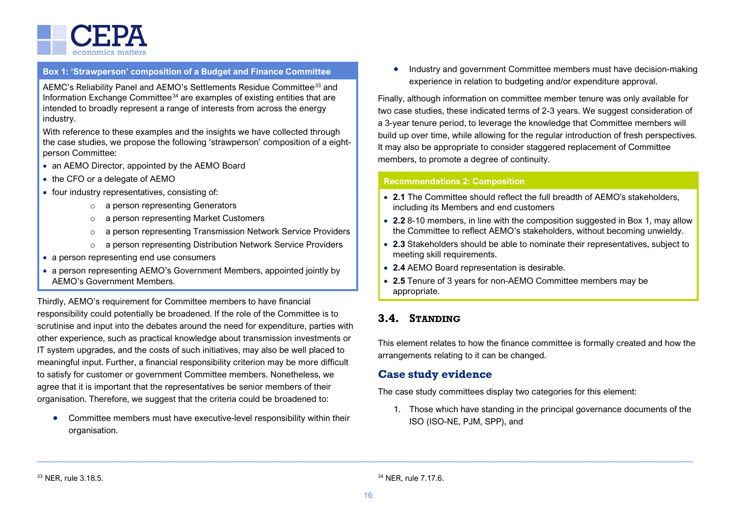**Box 1: 'Strawperson' composition of a Budget and Finance Committee**

AEMC's Reliability Panel and AEMO's Settlements Residue Committee[33] and Information Exchange Committee[34] are examples of existing entities that are intended to broadly represent a range of interests from across the energy industry.

With reference to these examples and the insights we have collected through the case studies, we propose the following 'strawperson' composition of a eight-person Committee:

- an AEMO Director, appointed by the AEMO Board
- the CFO or a delegate of AEMO
- four industry representatives, consisting of:
  - a person representing Generators
  - a person representing Market Customers
  - a person representing Transmission Network Service Providers
  - a person representing Distribution Network Service Providers
- a person representing end use consumers
- a person representing AEMO's Government Members, appointed jointly by AEMO's Government Members.

Thirdly, AEMO's requirement for Committee members to have financial responsibility could potentially be broadened. If the role of the Committee is to scrutinise and input into the debates around the need for expenditure, parties with other experience, such as practical knowledge about transmission investments or IT system upgrades, and the costs of such initiatives, may also be well placed to meaningful input. Further, a financial responsibility criterion may be more difficult to satisfy for customer or government Committee members. Nonetheless, we agree that it is important that the representatives be senior members of their organisation. Therefore, we suggest that the criteria could be broadened to:

- Committee members must have executive-level responsibility within their organisation.
- Industry and government Committee members must have decision-making experience in relation to budgeting and/or expenditure approval.

Finally, although information on committee member tenure was only available for two case studies, these indicated terms of 2-3 years. We suggest consideration of a 3-year tenure period, to leverage the knowledge that Committee members will build up over time, while allowing for the regular introduction of fresh perspectives. It may also be appropriate to consider staggered replacement of Committee members, to promote a degree of continuity.

**Recommendations 2: Composition**

- **2.1** The Committee should reflect the full breadth of AEMO's stakeholders, including its Members and end customers
- **2.2** 8-10 members, in line with the composition suggested in Box 1, may allow the Committee to reflect AEMO's stakeholders, without becoming unwieldy.
- **2.3** Stakeholders should be able to nominate their representatives, subject to meeting skill requirements.
- **2.4** AEMO Board representation is desirable.
- **2.5** Tenure of 3 years for non-AEMO Committee members may be appropriate.

## 3.4. Standing

This element relates to how the finance committee is formally created and how the arrangements relating to it can be changed.

### Case study evidence

The case study committees display two categories for this element:

1. Those which have standing in the principal governance documents of the ISO (ISO-NE, PJM, SPP), and

---

[33] NER, rule 3.18.5.

[34] NER, rule 7.17.6.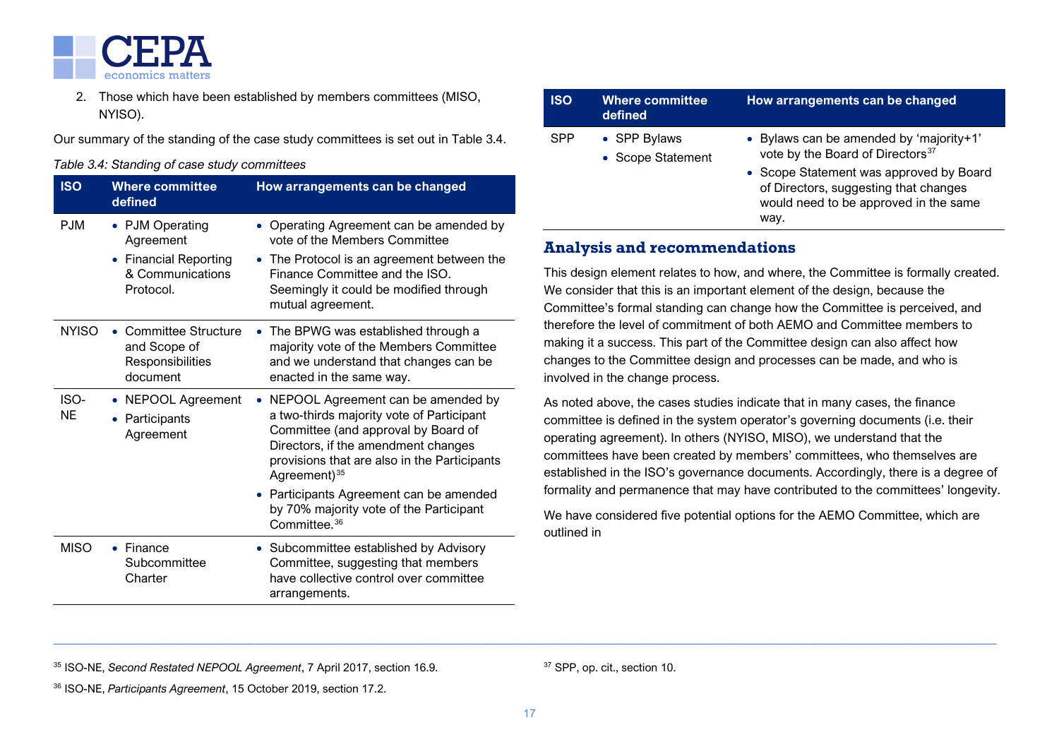2. Those which have been established by members committees (MISO, NYISO).

Our summary of the standing of the case study committees is set out in Table 3.4.

*Table 3.4: Standing of case study committees*

| ISO | Where committee defined | How arrangements can be changed |
|---|---|---|
| PJM | • PJM Operating Agreement<br>• Financial Reporting & Communications Protocol. | • Operating Agreement can be amended by vote of the Members Committee<br>• The Protocol is an agreement between the Finance Committee and the ISO. Seemingly it could be modified through mutual agreement. |
| NYISO | • Committee Structure and Scope of Responsibilities document | • The BPWG was established through a majority vote of the Members Committee and we understand that changes can be enacted in the same way. |
| ISO-NE | • NEPOOL Agreement<br>• Participants Agreement | • NEPOOL Agreement can be amended by a two-thirds majority vote of Participant Committee (and approval by Board of Directors, if the amendment changes provisions that are also in the Participants Agreement)[35]<br>• Participants Agreement can be amended by 70% majority vote of the Participant Committee.[36] |
| MISO | • Finance Subcommittee Charter | • Subcommittee established by Advisory Committee, suggesting that members have collective control over committee arrangements. |
| SPP | • SPP Bylaws<br>• Scope Statement | • Bylaws can be amended by 'majority+1' vote by the Board of Directors[37]<br>• Scope Statement was approved by Board of Directors, suggesting that changes would need to be approved in the same way. |

## Analysis and recommendations

This design element relates to how, and where, the Committee is formally created. We consider that this is an important element of the design, because the Committee's formal standing can change how the Committee is perceived, and therefore the level of commitment of both AEMO and Committee members to making it a success. This part of the Committee design can also affect how changes to the Committee design and processes can be made, and who is involved in the change process.

As noted above, the cases studies indicate that in many cases, the finance committee is defined in the system operator's governing documents (i.e. their operating agreement). In others (NYISO, MISO), we understand that the committees have been created by members' committees, who themselves are established in the ISO's governance documents. Accordingly, there is a degree of formality and permanence that may have contributed to the committees' longevity.

We have considered five potential options for the AEMO Committee, which are outlined in

---

[35] ISO-NE, *Second Restated NEPOOL Agreement*, 7 April 2017, section 16.9.

[36] ISO-NE, *Participants Agreement*, 15 October 2019, section 17.2.

[37] SPP, op. cit., section 10.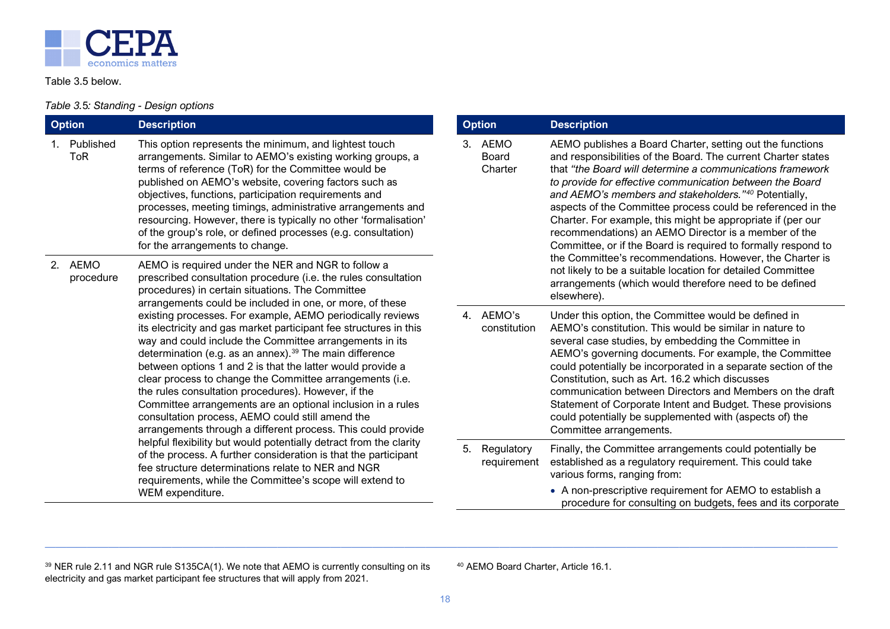Table 3.5 below.

*Table 3.5: Standing - Design options*

| Option | Description |
| --- | --- |
| 1. Published ToR | This option represents the minimum, and lightest touch arrangements. Similar to AEMO's existing working groups, a terms of reference (ToR) for the Committee would be published on AEMO's website, covering factors such as objectives, functions, participation requirements and processes, meeting timings, administrative arrangements and resourcing. However, there is typically no other 'formalisation' of the group's role, or defined processes (e.g. consultation) for the arrangements to change. |
| 2. AEMO procedure | AEMO is required under the NER and NGR to follow a prescribed consultation procedure (i.e. the rules consultation procedures) in certain situations. The Committee arrangements could be included in one, or more, of these existing processes. For example, AEMO periodically reviews its electricity and gas market participant fee structures in this way and could include the Committee arrangements in its determination (e.g. as an annex).[39] The main difference between options 1 and 2 is that the latter would provide a clear process to change the Committee arrangements (i.e. the rules consultation procedures). However, if the Committee arrangements are an optional inclusion in a rules consultation process, AEMO could still amend the arrangements through a different process. This could provide helpful flexibility but would potentially detract from the clarity of the process. A further consideration is that the participant fee structure determinations relate to NER and NGR requirements, while the Committee's scope will extend to WEM expenditure. |
| 3. AEMO Board Charter | AEMO publishes a Board Charter, setting out the functions and responsibilities of the Board. The current Charter states that *"the Board will determine a communications framework to provide for effective communication between the Board and AEMO's members and stakeholders."*[40] Potentially, aspects of the Committee process could be referenced in the Charter. For example, this might be appropriate if (per our recommendations) an AEMO Director is a member of the Committee, or if the Board is required to formally respond to the Committee's recommendations. However, the Charter is not likely to be a suitable location for detailed Committee arrangements (which would therefore need to be defined elsewhere). |
| 4. AEMO's constitution | Under this option, the Committee would be defined in AEMO's constitution. This would be similar in nature to several case studies, by embedding the Committee in AEMO's governing documents. For example, the Committee could potentially be incorporated in a separate section of the Constitution, such as Art. 16.2 which discusses communication between Directors and Members on the draft Statement of Corporate Intent and Budget. These provisions could potentially be supplemented with (aspects of) the Committee arrangements. |
| 5. Regulatory requirement | Finally, the Committee arrangements could potentially be established as a regulatory requirement. This could take various forms, ranging from:<br>• A non-prescriptive requirement for AEMO to establish a procedure for consulting on budgets, fees and its corporate |

[39] NER rule 2.11 and NGR rule S135CA(1). We note that AEMO is currently consulting on its electricity and gas market participant fee structures that will apply from 2021.

[40] AEMO Board Charter, Article 16.1.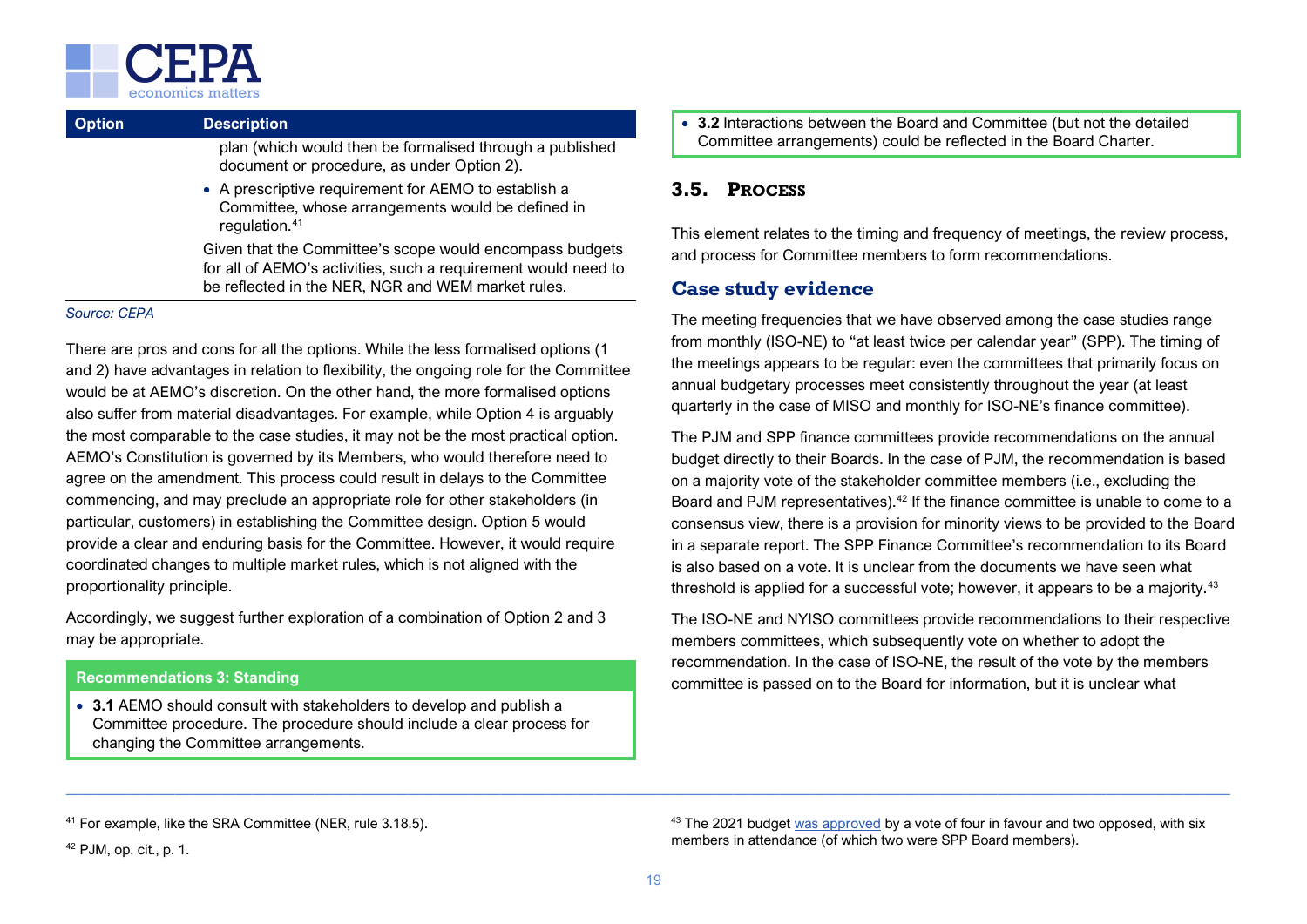| Option | Description |
|---|---|
| | plan (which would then be formalised through a published document or procedure, as under Option 2).<br>• A prescriptive requirement for AEMO to establish a Committee, whose arrangements would be defined in regulation.[41]<br>Given that the Committee's scope would encompass budgets for all of AEMO's activities, such a requirement would need to be reflected in the NER, NGR and WEM market rules. |

*Source: CEPA*

There are pros and cons for all the options. While the less formalised options (1 and 2) have advantages in relation to flexibility, the ongoing role for the Committee would be at AEMO's discretion. On the other hand, the more formalised options also suffer from material disadvantages. For example, while Option 4 is arguably the most comparable to the case studies, it may not be the most practical option. AEMO's Constitution is governed by its Members, who would therefore need to agree on the amendment. This process could result in delays to the Committee commencing, and may preclude an appropriate role for other stakeholders (in particular, customers) in establishing the Committee design. Option 5 would provide a clear and enduring basis for the Committee. However, it would require coordinated changes to multiple market rules, which is not aligned with the proportionality principle.

Accordingly, we suggest further exploration of a combination of Option 2 and 3 may be appropriate.

**Recommendations 3: Standing**

- **3.1** AEMO should consult with stakeholders to develop and publish a Committee procedure. The procedure should include a clear process for changing the Committee arrangements.
- **3.2** Interactions between the Board and Committee (but not the detailed Committee arrangements) could be reflected in the Board Charter.

## 3.5. Process

This element relates to the timing and frequency of meetings, the review process, and process for Committee members to form recommendations.

### Case study evidence

The meeting frequencies that we have observed among the case studies range from monthly (ISO-NE) to "at least twice per calendar year" (SPP). The timing of the meetings appears to be regular: even the committees that primarily focus on annual budgetary processes meet consistently throughout the year (at least quarterly in the case of MISO and monthly for ISO-NE's finance committee).

The PJM and SPP finance committees provide recommendations on the annual budget directly to their Boards. In the case of PJM, the recommendation is based on a majority vote of the stakeholder committee members (i.e., excluding the Board and PJM representatives).[42] If the finance committee is unable to come to a consensus view, there is a provision for minority views to be provided to the Board in a separate report. The SPP Finance Committee's recommendation to its Board is also based on a vote. It is unclear from the documents we have seen what threshold is applied for a successful vote; however, it appears to be a majority.[43]

The ISO-NE and NYISO committees provide recommendations to their respective members committees, which subsequently vote on whether to adopt the recommendation. In the case of ISO-NE, the result of the vote by the members committee is passed on to the Board for information, but it is unclear what

[41] For example, like the SRA Committee (NER, rule 3.18.5).

[42] PJM, op. cit., p. 1.

[43] The 2021 budget was approved by a vote of four in favour and two opposed, with six members in attendance (of which two were SPP Board members).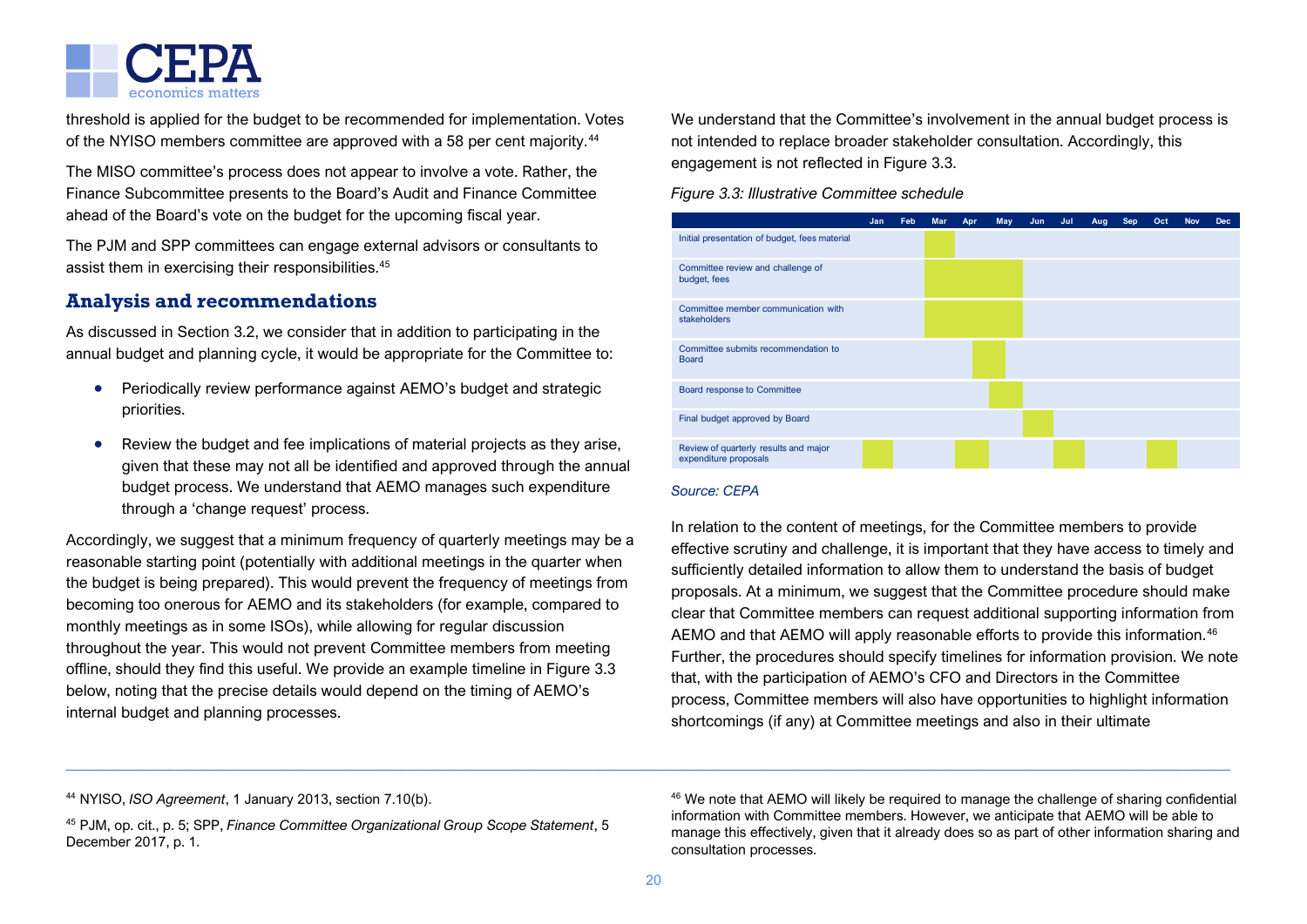threshold is applied for the budget to be recommended for implementation. Votes of the NYISO members committee are approved with a 58 per cent majority.[44]

The MISO committee's process does not appear to involve a vote. Rather, the Finance Subcommittee presents to the Board's Audit and Finance Committee ahead of the Board's vote on the budget for the upcoming fiscal year.

The PJM and SPP committees can engage external advisors or consultants to assist them in exercising their responsibilities.[45]

## Analysis and recommendations

As discussed in Section 3.2, we consider that in addition to participating in the annual budget and planning cycle, it would be appropriate for the Committee to:

- Periodically review performance against AEMO's budget and strategic priorities.
- Review the budget and fee implications of material projects as they arise, given that these may not all be identified and approved through the annual budget process. We understand that AEMO manages such expenditure through a 'change request' process.

Accordingly, we suggest that a minimum frequency of quarterly meetings may be a reasonable starting point (potentially with additional meetings in the quarter when the budget is being prepared). This would prevent the frequency of meetings from becoming too onerous for AEMO and its stakeholders (for example, compared to monthly meetings as in some ISOs), while allowing for regular discussion throughout the year. This would not prevent Committee members from meeting offline, should they find this useful. We provide an example timeline in Figure 3.3 below, noting that the precise details would depend on the timing of AEMO's internal budget and planning processes.

We understand that the Committee's involvement in the annual budget process is not intended to replace broader stakeholder consultation. Accordingly, this engagement is not reflected in Figure 3.3.

*Figure 3.3: Illustrative Committee schedule*

| | Jan | Feb | Mar | Apr | May | Jun | Jul | Aug | Sep | Oct | Nov | Dec |
|---|---|---|---|---|---|---|---|---|---|---|---|---|
| Initial presentation of budget, fees material | | | ■ | | | | | | | | | |
| Committee review and challenge of budget, fees | | | ■ | ■ | ■ | | | | | | | |
| Committee member communication with stakeholders | | | ■ | ■ | ■ | | | | | | | |
| Committee submits recommendation to Board | | | | ■ | ■ | | | | | | | |
| Board response to Committee | | | | | ■ | | | | | | | |
| Final budget approved by Board | | | | | | ■ | | | | | | |
| Review of quarterly results and major expenditure proposals | ■ | | | ■ | | | ■ | | | ■ | | |

*Source: CEPA*

In relation to the content of meetings, for the Committee members to provide effective scrutiny and challenge, it is important that they have access to timely and sufficiently detailed information to allow them to understand the basis of budget proposals. At a minimum, we suggest that the Committee procedure should make clear that Committee members can request additional supporting information from AEMO and that AEMO will apply reasonable efforts to provide this information.[46] Further, the procedures should specify timelines for information provision. We note that, with the participation of AEMO's CFO and Directors in the Committee process, Committee members will also have opportunities to highlight information shortcomings (if any) at Committee meetings and also in their ultimate

---

[44] NYISO, *ISO Agreement*, 1 January 2013, section 7.10(b).

[45] PJM, op. cit., p. 5; SPP, *Finance Committee Organizational Group Scope Statement*, 5 December 2017, p. 1.

[46] We note that AEMO will likely be required to manage the challenge of sharing confidential information with Committee members. However, we anticipate that AEMO will be able to manage this effectively, given that it already does so as part of other information sharing and consultation processes.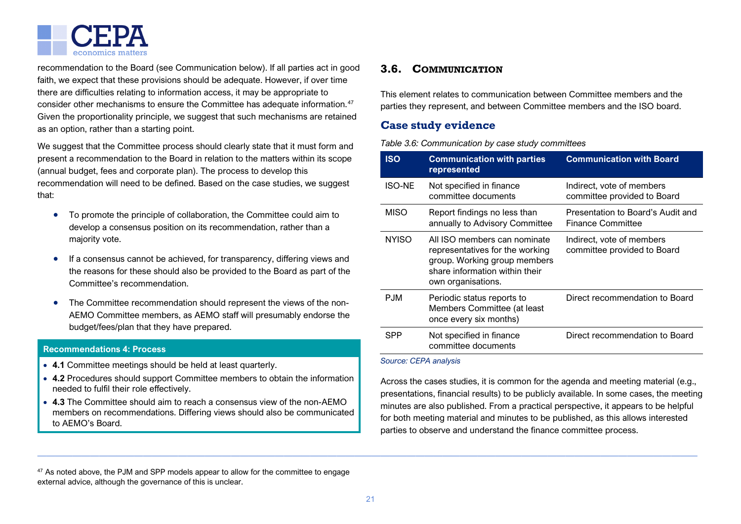recommendation to the Board (see Communication below). If all parties act in good faith, we expect that these provisions should be adequate. However, if over time there are difficulties relating to information access, it may be appropriate to consider other mechanisms to ensure the Committee has adequate information.[47] Given the proportionality principle, we suggest that such mechanisms are retained as an option, rather than a starting point.

We suggest that the Committee process should clearly state that it must form and present a recommendation to the Board in relation to the matters within its scope (annual budget, fees and corporate plan). The process to develop this recommendation will need to be defined. Based on the case studies, we suggest that:

- To promote the principle of collaboration, the Committee could aim to develop a consensus position on its recommendation, rather than a majority vote.
- If a consensus cannot be achieved, for transparency, differing views and the reasons for these should also be provided to the Board as part of the Committee's recommendation.
- The Committee recommendation should represent the views of the non-AEMO Committee members, as AEMO staff will presumably endorse the budget/fees/plan that they have prepared.

**Recommendations 4: Process**

- **4.1** Committee meetings should be held at least quarterly.
- **4.2** Procedures should support Committee members to obtain the information needed to fulfil their role effectively.
- **4.3** The Committee should aim to reach a consensus view of the non-AEMO members on recommendations. Differing views should also be communicated to AEMO's Board.

## 3.6. Communication

This element relates to communication between Committee members and the parties they represent, and between Committee members and the ISO board.

### Case study evidence

*Table 3.6: Communication by case study committees*

| ISO | Communication with parties represented | Communication with Board |
|---|---|---|
| ISO-NE | Not specified in finance committee documents | Indirect, vote of members committee provided to Board |
| MISO | Report findings no less than annually to Advisory Committee | Presentation to Board's Audit and Finance Committee |
| NYISO | All ISO members can nominate representatives for the working group. Working group members share information within their own organisations. | Indirect, vote of members committee provided to Board |
| PJM | Periodic status reports to Members Committee (at least once every six months) | Direct recommendation to Board |
| SPP | Not specified in finance committee documents | Direct recommendation to Board |

*Source: CEPA analysis*

Across the cases studies, it is common for the agenda and meeting material (e.g., presentations, financial results) to be publicly available. In some cases, the meeting minutes are also published. From a practical perspective, it appears to be helpful for both meeting material and minutes to be published, as this allows interested parties to observe and understand the finance committee process.

[47] As noted above, the PJM and SPP models appear to allow for the committee to engage external advice, although the governance of this is unclear.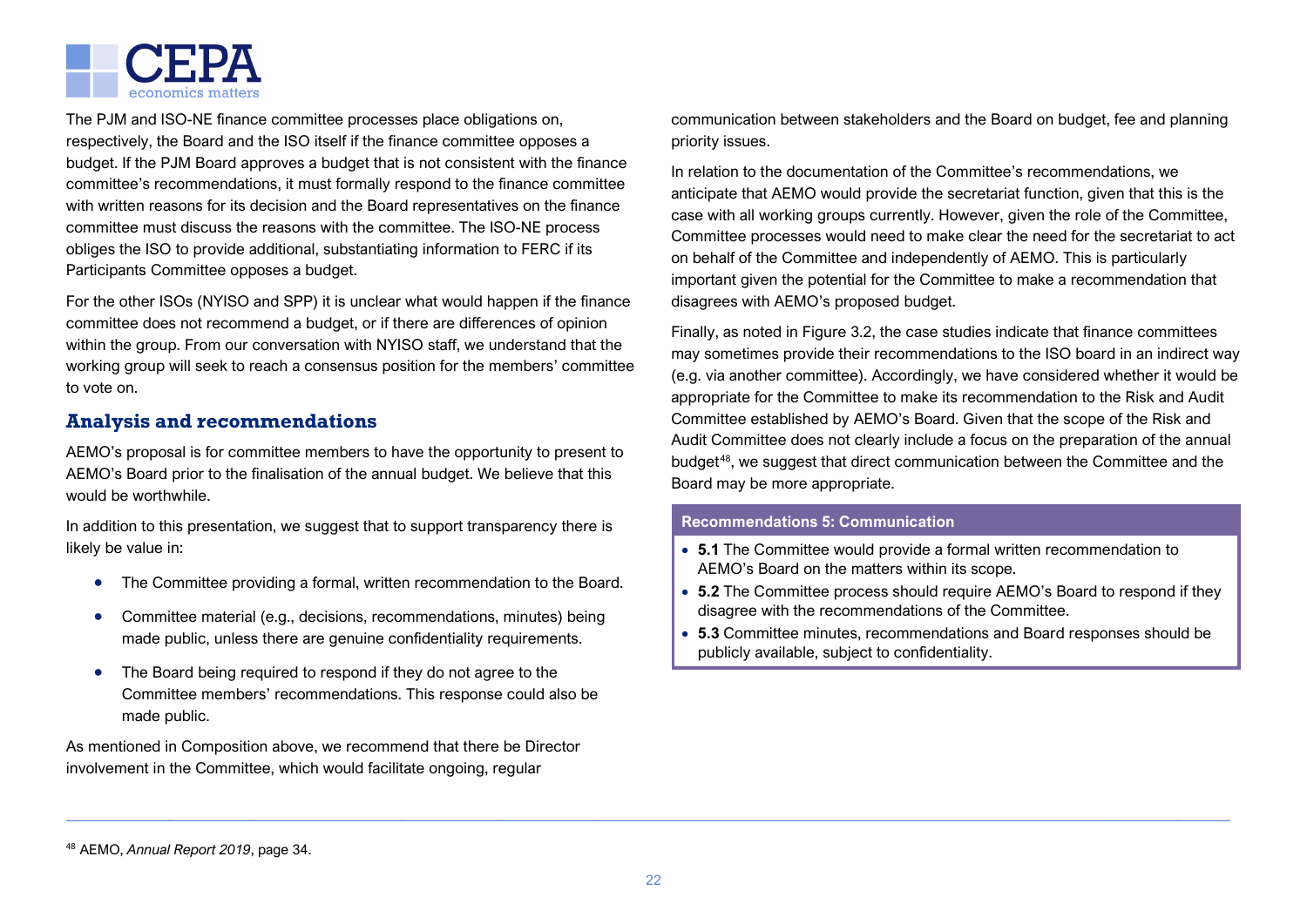The PJM and ISO-NE finance committee processes place obligations on, respectively, the Board and the ISO itself if the finance committee opposes a budget. If the PJM Board approves a budget that is not consistent with the finance committee's recommendations, it must formally respond to the finance committee with written reasons for its decision and the Board representatives on the finance committee must discuss the reasons with the committee. The ISO-NE process obliges the ISO to provide additional, substantiating information to FERC if its Participants Committee opposes a budget.

For the other ISOs (NYISO and SPP) it is unclear what would happen if the finance committee does not recommend a budget, or if there are differences of opinion within the group. From our conversation with NYISO staff, we understand that the working group will seek to reach a consensus position for the members' committee to vote on.

## Analysis and recommendations

AEMO's proposal is for committee members to have the opportunity to present to AEMO's Board prior to the finalisation of the annual budget. We believe that this would be worthwhile.

In addition to this presentation, we suggest that to support transparency there is likely be value in:

- The Committee providing a formal, written recommendation to the Board.
- Committee material (e.g., decisions, recommendations, minutes) being made public, unless there are genuine confidentiality requirements.
- The Board being required to respond if they do not agree to the Committee members' recommendations. This response could also be made public.

As mentioned in Composition above, we recommend that there be Director involvement in the Committee, which would facilitate ongoing, regular communication between stakeholders and the Board on budget, fee and planning priority issues.

In relation to the documentation of the Committee's recommendations, we anticipate that AEMO would provide the secretariat function, given that this is the case with all working groups currently. However, given the role of the Committee, Committee processes would need to make clear the need for the secretariat to act on behalf of the Committee and independently of AEMO. This is particularly important given the potential for the Committee to make a recommendation that disagrees with AEMO's proposed budget.

Finally, as noted in Figure 3.2, the case studies indicate that finance committees may sometimes provide their recommendations to the ISO board in an indirect way (e.g. via another committee). Accordingly, we have considered whether it would be appropriate for the Committee to make its recommendation to the Risk and Audit Committee established by AEMO's Board. Given that the scope of the Risk and Audit Committee does not clearly include a focus on the preparation of the annual budget[48], we suggest that direct communication between the Committee and the Board may be more appropriate.

**Recommendations 5: Communication**

- **5.1** The Committee would provide a formal written recommendation to AEMO's Board on the matters within its scope.
- **5.2** The Committee process should require AEMO's Board to respond if they disagree with the recommendations of the Committee.
- **5.3** Committee minutes, recommendations and Board responses should be publicly available, subject to confidentiality.

[48] AEMO, *Annual Report 2019*, page 34.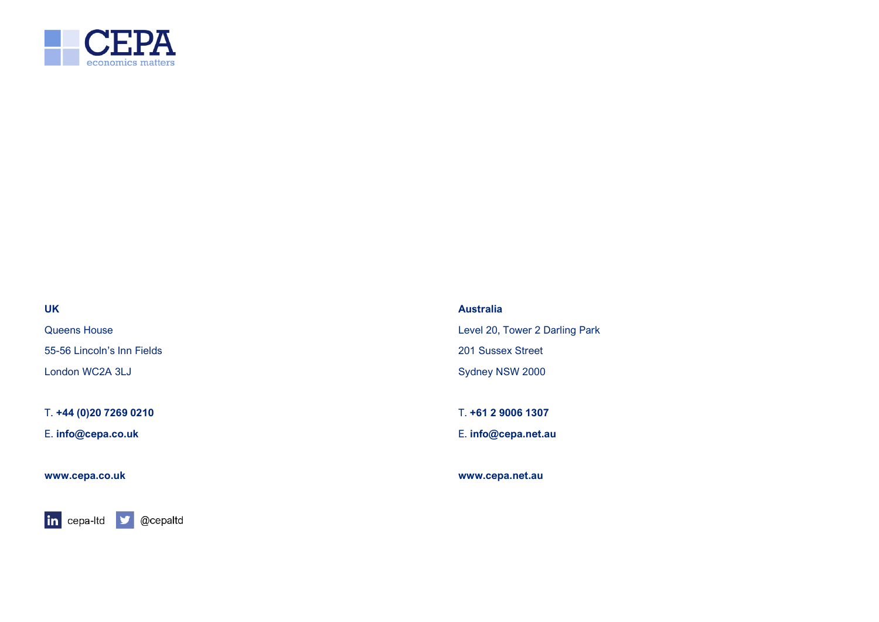CEPA

economics matters

**UK**

Queens House

55-56 Lincoln's Inn Fields

London WC2A 3LJ

T. **+44 (0)20 7269 0210**

E. **info@cepa.co.uk**

**www.cepa.co.uk**

cepa-ltd @cepaltd

**Australia**

Level 20, Tower 2 Darling Park

201 Sussex Street

Sydney NSW 2000

T. **+61 2 9006 1307**

E. **info@cepa.net.au**

**www.cepa.net.au**